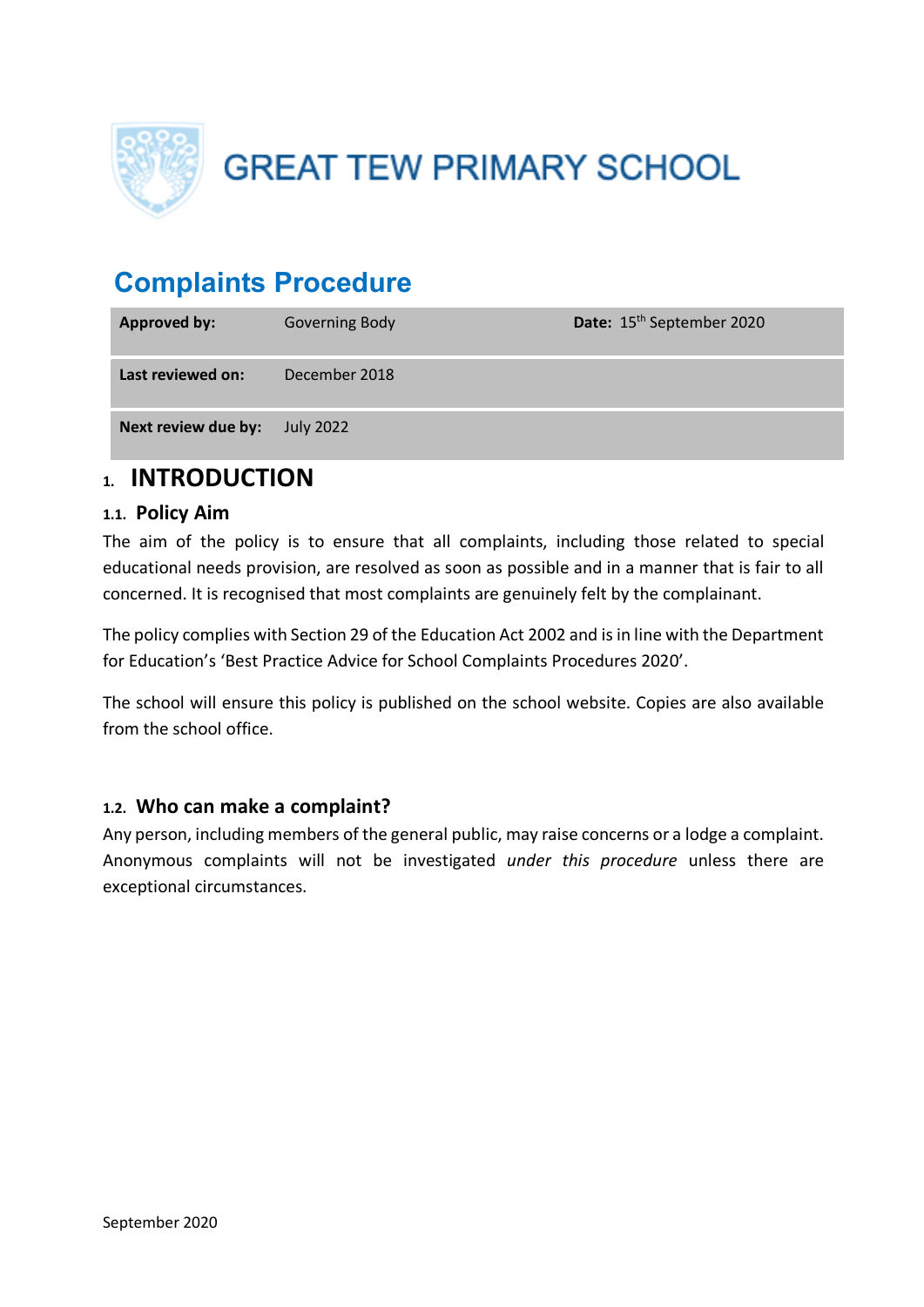# GREAT TEW PRIMARY SCHOOL

## Complaints Procedure

| **Approved by:** | Governing Body | **Date:** 15th September 2020 |
|---|---|---|
| **Last reviewed on:** | December 2018 | |
| **Next review due by:** | July 2022 | |

## 1. INTRODUCTION

### 1.1. Policy Aim

The aim of the policy is to ensure that all complaints, including those related to special educational needs provision, are resolved as soon as possible and in a manner that is fair to all concerned. It is recognised that most complaints are genuinely felt by the complainant.

The policy complies with Section 29 of the Education Act 2002 and is in line with the Department for Education's 'Best Practice Advice for School Complaints Procedures 2020'.

The school will ensure this policy is published on the school website. Copies are also available from the school office.

### 1.2. Who can make a complaint?

Any person, including members of the general public, may raise concerns or a lodge a complaint. Anonymous complaints will not be investigated *under this procedure* unless there are exceptional circumstances.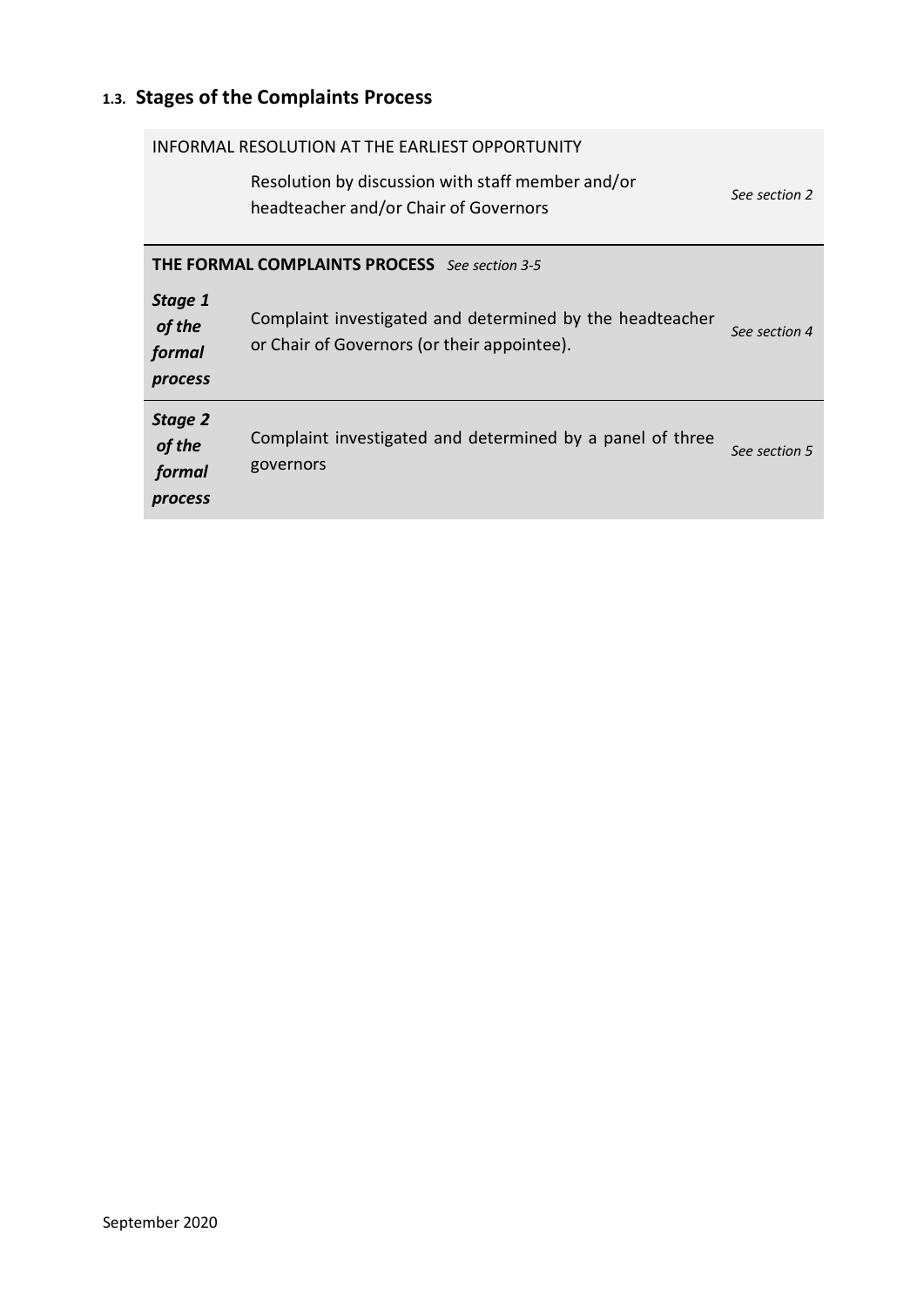### 1.3. Stages of the Complaints Process

| INFORMAL RESOLUTION AT THE EARLIEST OPPORTUNITY | | |
| --- | --- | --- |
| | Resolution by discussion with staff member and/or headteacher and/or Chair of Governors | *See section 2* |
| **THE FORMAL COMPLAINTS PROCESS** *See section 3-5* | | |
| ***Stage 1 of the formal process*** | Complaint investigated and determined by the headteacher or Chair of Governors (or their appointee). | *See section 4* |
| ***Stage 2 of the formal process*** | Complaint investigated and determined by a panel of three governors | *See section 5* |

September 2020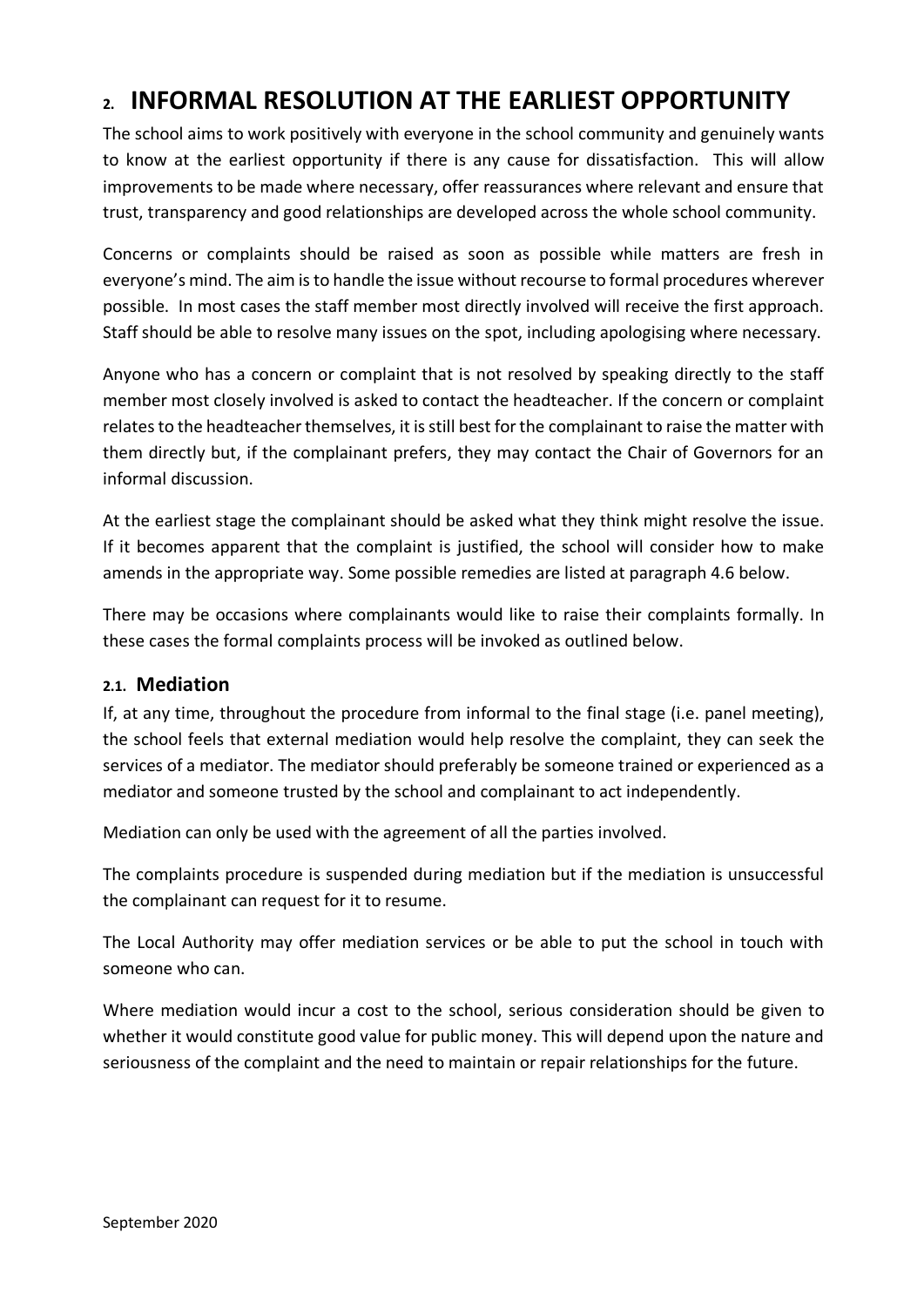## 2. INFORMAL RESOLUTION AT THE EARLIEST OPPORTUNITY

The school aims to work positively with everyone in the school community and genuinely wants to know at the earliest opportunity if there is any cause for dissatisfaction. This will allow improvements to be made where necessary, offer reassurances where relevant and ensure that trust, transparency and good relationships are developed across the whole school community.

Concerns or complaints should be raised as soon as possible while matters are fresh in everyone's mind. The aim is to handle the issue without recourse to formal procedures wherever possible. In most cases the staff member most directly involved will receive the first approach. Staff should be able to resolve many issues on the spot, including apologising where necessary.

Anyone who has a concern or complaint that is not resolved by speaking directly to the staff member most closely involved is asked to contact the headteacher. If the concern or complaint relates to the headteacher themselves, it is still best for the complainant to raise the matter with them directly but, if the complainant prefers, they may contact the Chair of Governors for an informal discussion.

At the earliest stage the complainant should be asked what they think might resolve the issue. If it becomes apparent that the complaint is justified, the school will consider how to make amends in the appropriate way. Some possible remedies are listed at paragraph 4.6 below.

There may be occasions where complainants would like to raise their complaints formally. In these cases the formal complaints process will be invoked as outlined below.

### 2.1. Mediation

If, at any time, throughout the procedure from informal to the final stage (i.e. panel meeting), the school feels that external mediation would help resolve the complaint, they can seek the services of a mediator. The mediator should preferably be someone trained or experienced as a mediator and someone trusted by the school and complainant to act independently.

Mediation can only be used with the agreement of all the parties involved.

The complaints procedure is suspended during mediation but if the mediation is unsuccessful the complainant can request for it to resume.

The Local Authority may offer mediation services or be able to put the school in touch with someone who can.

Where mediation would incur a cost to the school, serious consideration should be given to whether it would constitute good value for public money. This will depend upon the nature and seriousness of the complaint and the need to maintain or repair relationships for the future.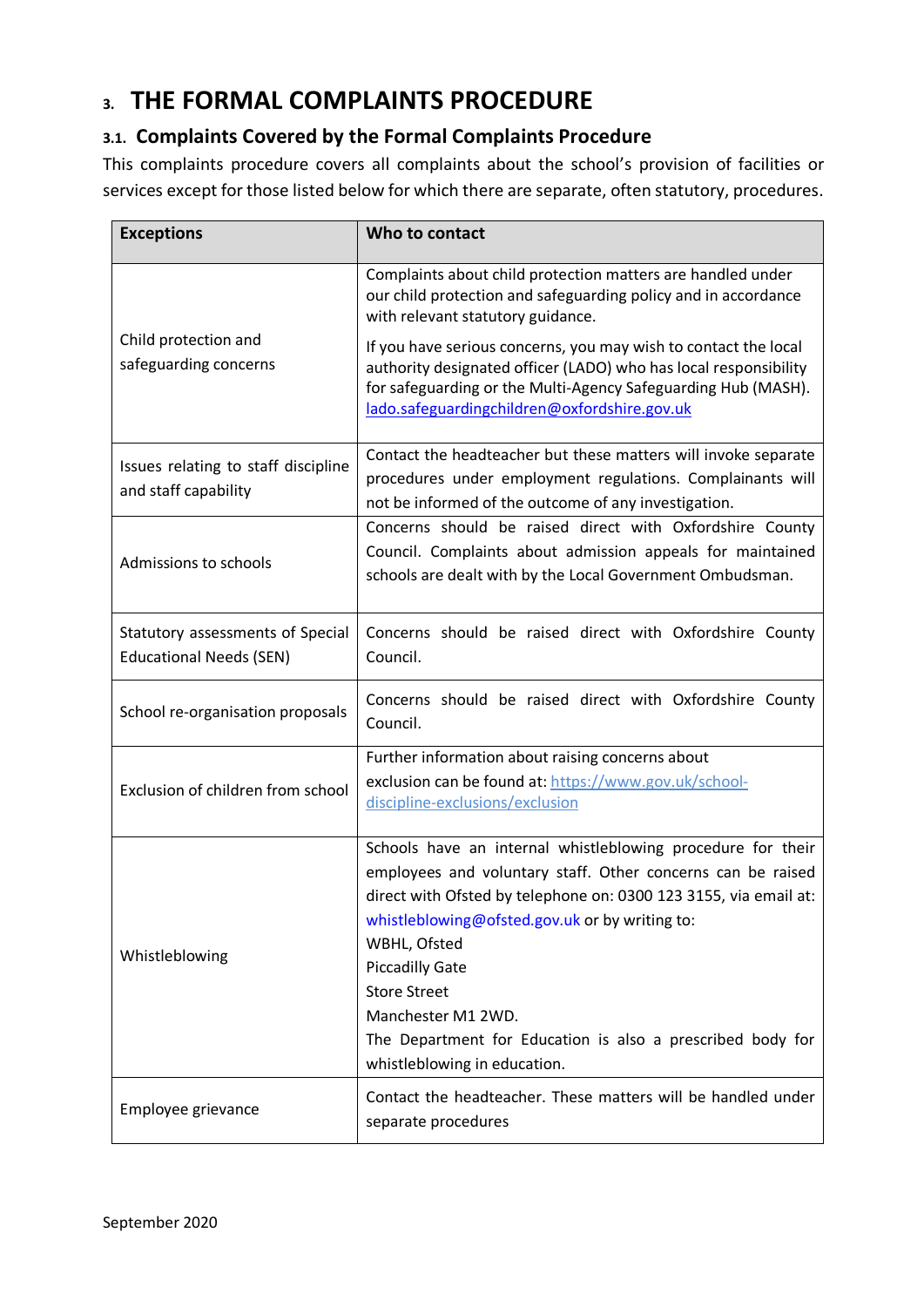# 3. THE FORMAL COMPLAINTS PROCEDURE

## 3.1. Complaints Covered by the Formal Complaints Procedure

This complaints procedure covers all complaints about the school's provision of facilities or services except for those listed below for which there are separate, often statutory, procedures.

| Exceptions | Who to contact |
|---|---|
| Child protection and safeguarding concerns | Complaints about child protection matters are handled under our child protection and safeguarding policy and in accordance with relevant statutory guidance.<br><br>If you have serious concerns, you may wish to contact the local authority designated officer (LADO) who has local responsibility for safeguarding or the Multi-Agency Safeguarding Hub (MASH). lado.safeguardingchildren@oxfordshire.gov.uk |
| Issues relating to staff discipline and staff capability | Contact the headteacher but these matters will invoke separate procedures under employment regulations. Complainants will not be informed of the outcome of any investigation. |
| Admissions to schools | Concerns should be raised direct with Oxfordshire County Council. Complaints about admission appeals for maintained schools are dealt with by the Local Government Ombudsman. |
| Statutory assessments of Special Educational Needs (SEN) | Concerns should be raised direct with Oxfordshire County Council. |
| School re-organisation proposals | Concerns should be raised direct with Oxfordshire County Council. |
| Exclusion of children from school | Further information about raising concerns about exclusion can be found at: https://www.gov.uk/school-discipline-exclusions/exclusion |
| Whistleblowing | Schools have an internal whistleblowing procedure for their employees and voluntary staff. Other concerns can be raised direct with Ofsted by telephone on: 0300 123 3155, via email at: whistleblowing@ofsted.gov.uk or by writing to:<br>WBHL, Ofsted<br>Piccadilly Gate<br>Store Street<br>Manchester M1 2WD.<br>The Department for Education is also a prescribed body for whistleblowing in education. |
| Employee grievance | Contact the headteacher. These matters will be handled under separate procedures |

September 2020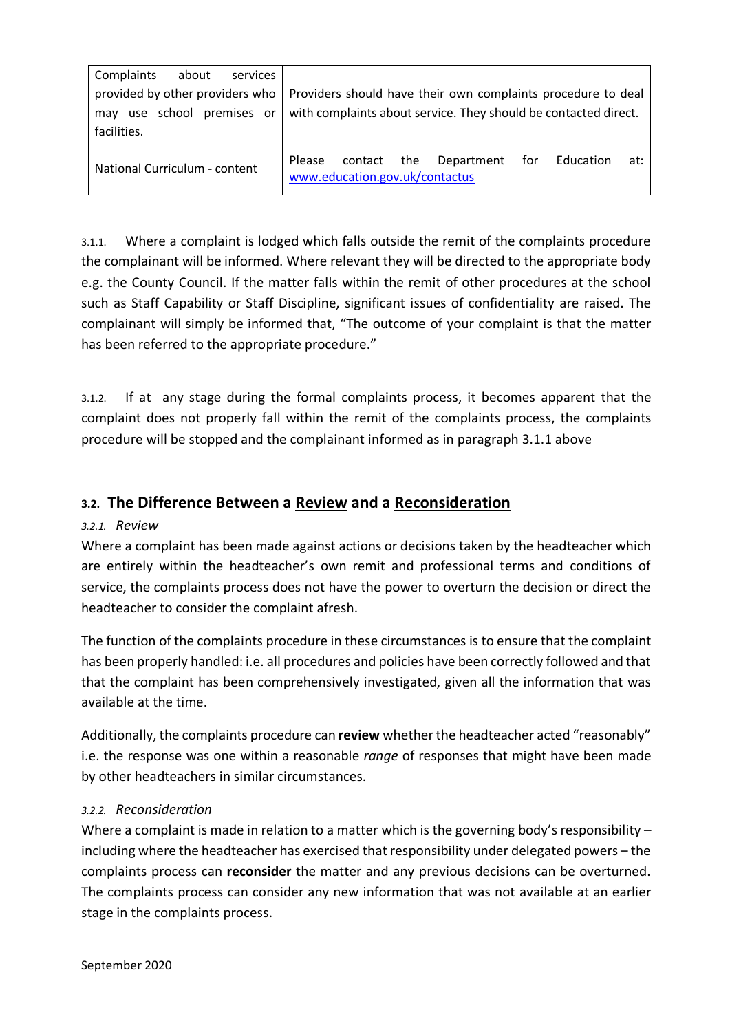| | |
|---|---|
| Complaints about services provided by other providers who may use school premises or facilities. | Providers should have their own complaints procedure to deal with complaints about service. They should be contacted direct. |
| National Curriculum - content | Please contact the Department for Education at: [www.education.gov.uk/contactus](http://www.education.gov.uk/contactus) |

3.1.1. Where a complaint is lodged which falls outside the remit of the complaints procedure the complainant will be informed. Where relevant they will be directed to the appropriate body e.g. the County Council. If the matter falls within the remit of other procedures at the school such as Staff Capability or Staff Discipline, significant issues of confidentiality are raised. The complainant will simply be informed that, "The outcome of your complaint is that the matter has been referred to the appropriate procedure."

3.1.2. If at any stage during the formal complaints process, it becomes apparent that the complaint does not properly fall within the remit of the complaints process, the complaints procedure will be stopped and the complainant informed as in paragraph 3.1.1 above

## 3.2. The Difference Between a Review and a Reconsideration

### *3.2.1. Review*

Where a complaint has been made against actions or decisions taken by the headteacher which are entirely within the headteacher's own remit and professional terms and conditions of service, the complaints process does not have the power to overturn the decision or direct the headteacher to consider the complaint afresh.

The function of the complaints procedure in these circumstances is to ensure that the complaint has been properly handled: i.e. all procedures and policies have been correctly followed and that that the complaint has been comprehensively investigated, given all the information that was available at the time.

Additionally, the complaints procedure can **review** whether the headteacher acted "reasonably" i.e. the response was one within a reasonable *range* of responses that might have been made by other headteachers in similar circumstances.

### *3.2.2. Reconsideration*

Where a complaint is made in relation to a matter which is the governing body's responsibility – including where the headteacher has exercised that responsibility under delegated powers – the complaints process can **reconsider** the matter and any previous decisions can be overturned. The complaints process can consider any new information that was not available at an earlier stage in the complaints process.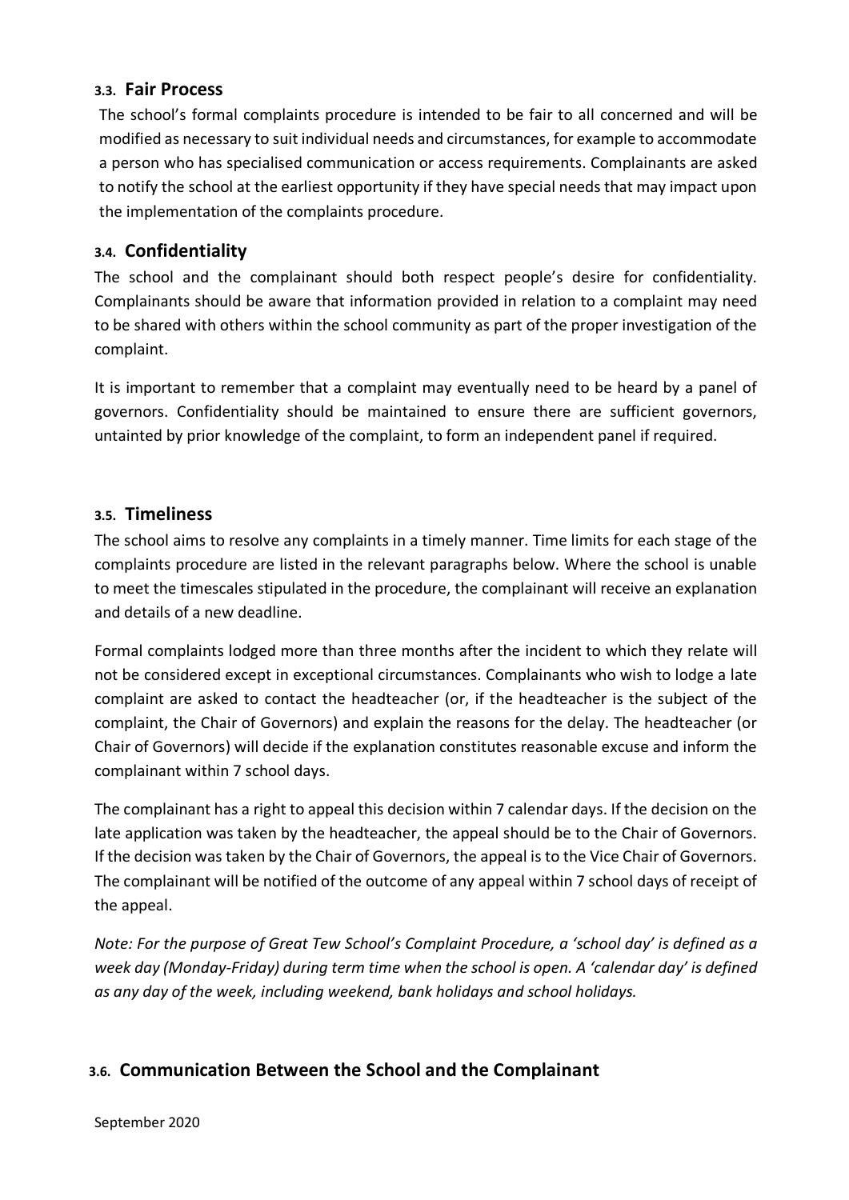### 3.3. Fair Process

The school's formal complaints procedure is intended to be fair to all concerned and will be modified as necessary to suit individual needs and circumstances, for example to accommodate a person who has specialised communication or access requirements. Complainants are asked to notify the school at the earliest opportunity if they have special needs that may impact upon the implementation of the complaints procedure.

### 3.4. Confidentiality

The school and the complainant should both respect people's desire for confidentiality. Complainants should be aware that information provided in relation to a complaint may need to be shared with others within the school community as part of the proper investigation of the complaint.

It is important to remember that a complaint may eventually need to be heard by a panel of governors. Confidentiality should be maintained to ensure there are sufficient governors, untainted by prior knowledge of the complaint, to form an independent panel if required.

### 3.5. Timeliness

The school aims to resolve any complaints in a timely manner. Time limits for each stage of the complaints procedure are listed in the relevant paragraphs below. Where the school is unable to meet the timescales stipulated in the procedure, the complainant will receive an explanation and details of a new deadline.

Formal complaints lodged more than three months after the incident to which they relate will not be considered except in exceptional circumstances. Complainants who wish to lodge a late complaint are asked to contact the headteacher (or, if the headteacher is the subject of the complaint, the Chair of Governors) and explain the reasons for the delay. The headteacher (or Chair of Governors) will decide if the explanation constitutes reasonable excuse and inform the complainant within 7 school days.

The complainant has a right to appeal this decision within 7 calendar days. If the decision on the late application was taken by the headteacher, the appeal should be to the Chair of Governors. If the decision was taken by the Chair of Governors, the appeal is to the Vice Chair of Governors. The complainant will be notified of the outcome of any appeal within 7 school days of receipt of the appeal.

*Note: For the purpose of Great Tew School's Complaint Procedure, a 'school day' is defined as a week day (Monday-Friday) during term time when the school is open. A 'calendar day' is defined as any day of the week, including weekend, bank holidays and school holidays.*

### 3.6. Communication Between the School and the Complainant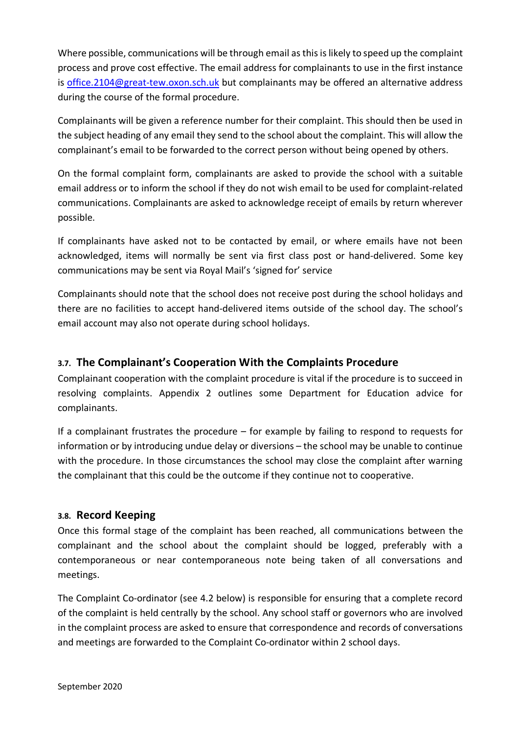Where possible, communications will be through email as this is likely to speed up the complaint process and prove cost effective. The email address for complainants to use in the first instance is office.2104@great-tew.oxon.sch.uk but complainants may be offered an alternative address during the course of the formal procedure.

Complainants will be given a reference number for their complaint. This should then be used in the subject heading of any email they send to the school about the complaint. This will allow the complainant's email to be forwarded to the correct person without being opened by others.

On the formal complaint form, complainants are asked to provide the school with a suitable email address or to inform the school if they do not wish email to be used for complaint-related communications. Complainants are asked to acknowledge receipt of emails by return wherever possible.

If complainants have asked not to be contacted by email, or where emails have not been acknowledged, items will normally be sent via first class post or hand-delivered. Some key communications may be sent via Royal Mail's 'signed for' service

Complainants should note that the school does not receive post during the school holidays and there are no facilities to accept hand-delivered items outside of the school day. The school's email account may also not operate during school holidays.

### 3.7. The Complainant's Cooperation With the Complaints Procedure

Complainant cooperation with the complaint procedure is vital if the procedure is to succeed in resolving complaints. Appendix 2 outlines some Department for Education advice for complainants.

If a complainant frustrates the procedure – for example by failing to respond to requests for information or by introducing undue delay or diversions – the school may be unable to continue with the procedure. In those circumstances the school may close the complaint after warning the complainant that this could be the outcome if they continue not to cooperative.

### 3.8. Record Keeping

Once this formal stage of the complaint has been reached, all communications between the complainant and the school about the complaint should be logged, preferably with a contemporaneous or near contemporaneous note being taken of all conversations and meetings.

The Complaint Co-ordinator (see 4.2 below) is responsible for ensuring that a complete record of the complaint is held centrally by the school. Any school staff or governors who are involved in the complaint process are asked to ensure that correspondence and records of conversations and meetings are forwarded to the Complaint Co-ordinator within 2 school days.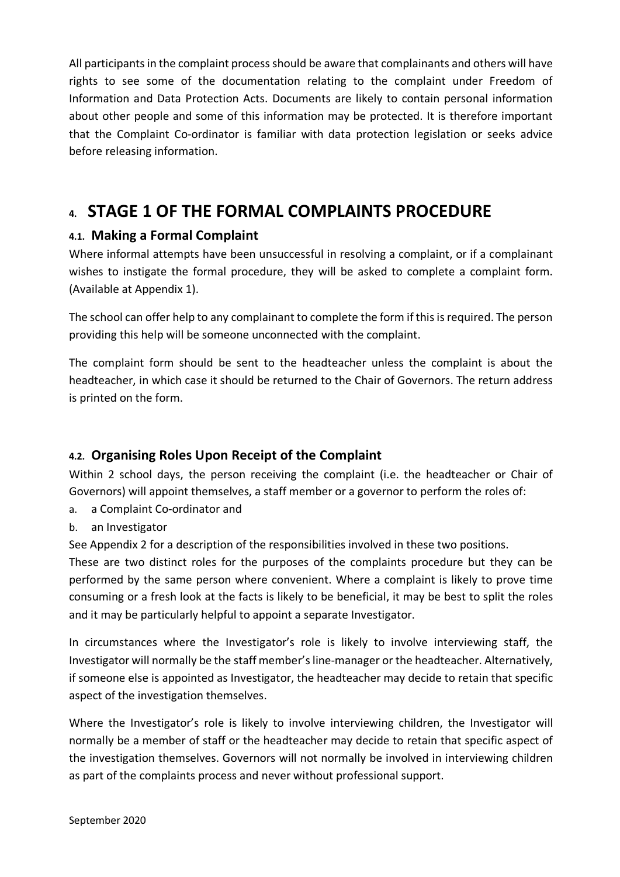All participants in the complaint process should be aware that complainants and others will have rights to see some of the documentation relating to the complaint under Freedom of Information and Data Protection Acts. Documents are likely to contain personal information about other people and some of this information may be protected. It is therefore important that the Complaint Co-ordinator is familiar with data protection legislation or seeks advice before releasing information.

# 4. STAGE 1 OF THE FORMAL COMPLAINTS PROCEDURE

## 4.1. Making a Formal Complaint

Where informal attempts have been unsuccessful in resolving a complaint, or if a complainant wishes to instigate the formal procedure, they will be asked to complete a complaint form. (Available at Appendix 1).

The school can offer help to any complainant to complete the form if this is required. The person providing this help will be someone unconnected with the complaint.

The complaint form should be sent to the headteacher unless the complaint is about the headteacher, in which case it should be returned to the Chair of Governors. The return address is printed on the form.

## 4.2. Organising Roles Upon Receipt of the Complaint

Within 2 school days, the person receiving the complaint (i.e. the headteacher or Chair of Governors) will appoint themselves, a staff member or a governor to perform the roles of:

a. a Complaint Co-ordinator and
b. an Investigator

See Appendix 2 for a description of the responsibilities involved in these two positions.

These are two distinct roles for the purposes of the complaints procedure but they can be performed by the same person where convenient. Where a complaint is likely to prove time consuming or a fresh look at the facts is likely to be beneficial, it may be best to split the roles and it may be particularly helpful to appoint a separate Investigator.

In circumstances where the Investigator's role is likely to involve interviewing staff, the Investigator will normally be the staff member's line-manager or the headteacher. Alternatively, if someone else is appointed as Investigator, the headteacher may decide to retain that specific aspect of the investigation themselves.

Where the Investigator's role is likely to involve interviewing children, the Investigator will normally be a member of staff or the headteacher may decide to retain that specific aspect of the investigation themselves. Governors will not normally be involved in interviewing children as part of the complaints process and never without professional support.

September 2020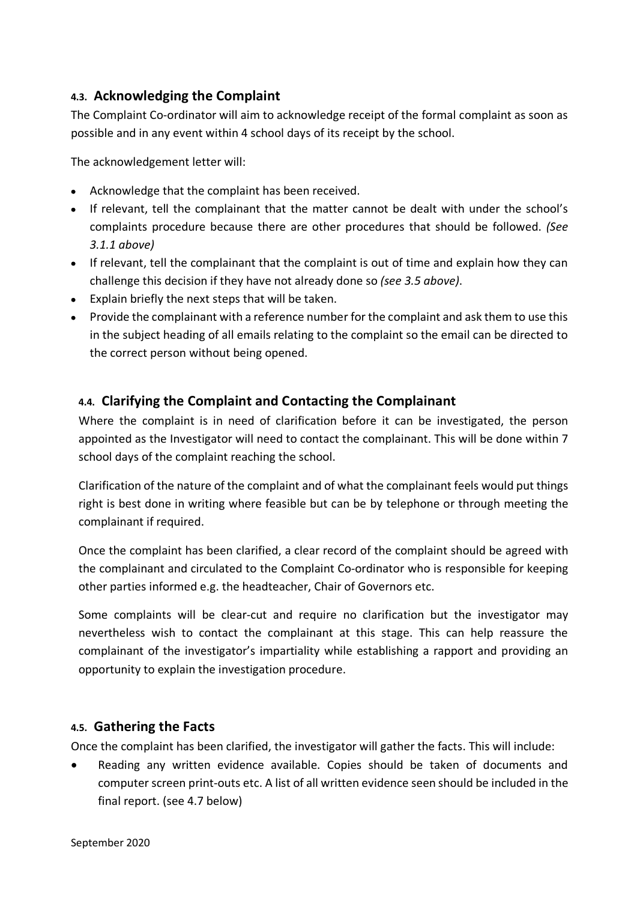### 4.3. Acknowledging the Complaint

The Complaint Co-ordinator will aim to acknowledge receipt of the formal complaint as soon as possible and in any event within 4 school days of its receipt by the school.

The acknowledgement letter will:

- Acknowledge that the complaint has been received.
- If relevant, tell the complainant that the matter cannot be dealt with under the school's complaints procedure because there are other procedures that should be followed. *(See 3.1.1 above)*
- If relevant, tell the complainant that the complaint is out of time and explain how they can challenge this decision if they have not already done so *(see 3.5 above)*.
- Explain briefly the next steps that will be taken.
- Provide the complainant with a reference number for the complaint and ask them to use this in the subject heading of all emails relating to the complaint so the email can be directed to the correct person without being opened.

### 4.4. Clarifying the Complaint and Contacting the Complainant

Where the complaint is in need of clarification before it can be investigated, the person appointed as the Investigator will need to contact the complainant. This will be done within 7 school days of the complaint reaching the school.

Clarification of the nature of the complaint and of what the complainant feels would put things right is best done in writing where feasible but can be by telephone or through meeting the complainant if required.

Once the complaint has been clarified, a clear record of the complaint should be agreed with the complainant and circulated to the Complaint Co-ordinator who is responsible for keeping other parties informed e.g. the headteacher, Chair of Governors etc.

Some complaints will be clear-cut and require no clarification but the investigator may nevertheless wish to contact the complainant at this stage. This can help reassure the complainant of the investigator's impartiality while establishing a rapport and providing an opportunity to explain the investigation procedure.

### 4.5. Gathering the Facts

Once the complaint has been clarified, the investigator will gather the facts. This will include:

- Reading any written evidence available. Copies should be taken of documents and computer screen print-outs etc. A list of all written evidence seen should be included in the final report. (see 4.7 below)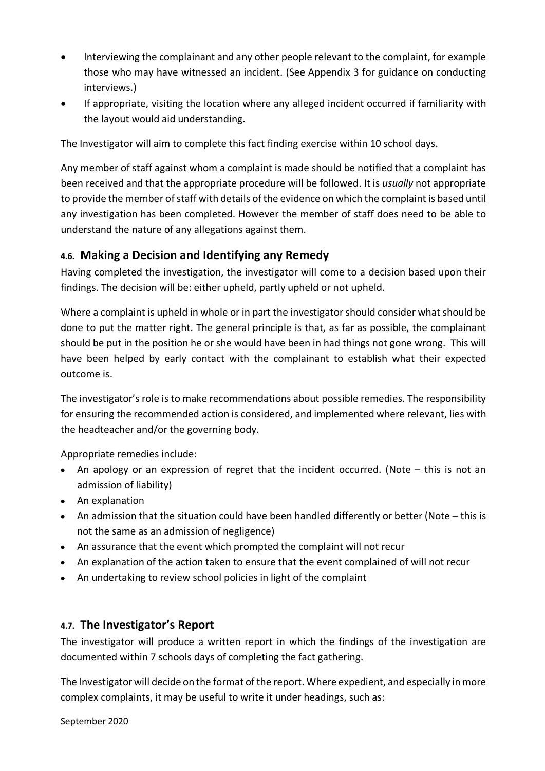- Interviewing the complainant and any other people relevant to the complaint, for example those who may have witnessed an incident. (See Appendix 3 for guidance on conducting interviews.)
- If appropriate, visiting the location where any alleged incident occurred if familiarity with the layout would aid understanding.

The Investigator will aim to complete this fact finding exercise within 10 school days.

Any member of staff against whom a complaint is made should be notified that a complaint has been received and that the appropriate procedure will be followed. It is *usually* not appropriate to provide the member of staff with details of the evidence on which the complaint is based until any investigation has been completed. However the member of staff does need to be able to understand the nature of any allegations against them.

### 4.6. Making a Decision and Identifying any Remedy

Having completed the investigation, the investigator will come to a decision based upon their findings. The decision will be: either upheld, partly upheld or not upheld.

Where a complaint is upheld in whole or in part the investigator should consider what should be done to put the matter right. The general principle is that, as far as possible, the complainant should be put in the position he or she would have been in had things not gone wrong. This will have been helped by early contact with the complainant to establish what their expected outcome is.

The investigator's role is to make recommendations about possible remedies. The responsibility for ensuring the recommended action is considered, and implemented where relevant, lies with the headteacher and/or the governing body.

Appropriate remedies include:

- An apology or an expression of regret that the incident occurred. (Note – this is not an admission of liability)
- An explanation
- An admission that the situation could have been handled differently or better (Note – this is not the same as an admission of negligence)
- An assurance that the event which prompted the complaint will not recur
- An explanation of the action taken to ensure that the event complained of will not recur
- An undertaking to review school policies in light of the complaint

### 4.7. The Investigator's Report

The investigator will produce a written report in which the findings of the investigation are documented within 7 schools days of completing the fact gathering.

The Investigator will decide on the format of the report. Where expedient, and especially in more complex complaints, it may be useful to write it under headings, such as: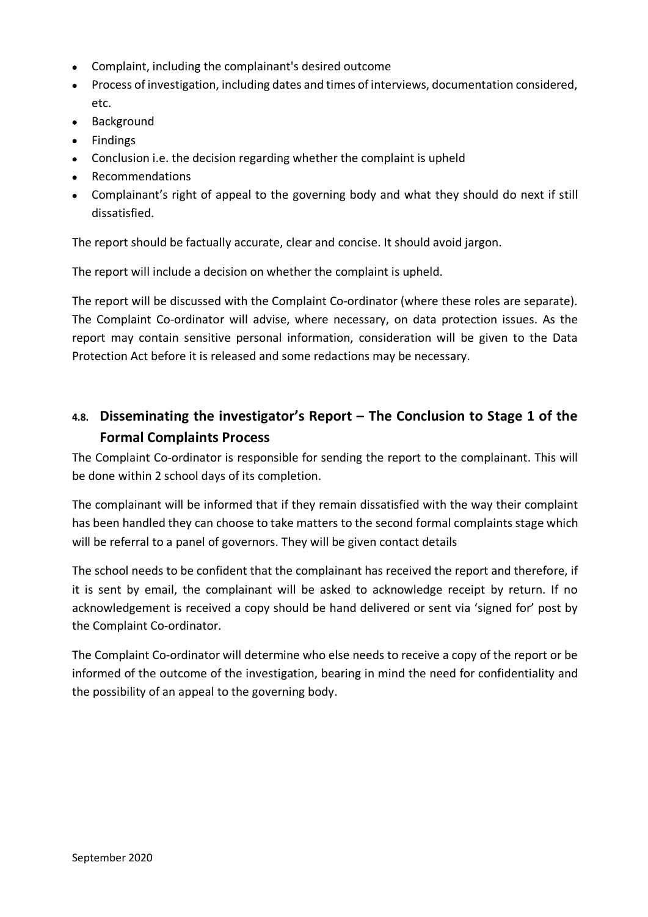- Complaint, including the complainant's desired outcome
- Process of investigation, including dates and times of interviews, documentation considered, etc.
- Background
- Findings
- Conclusion i.e. the decision regarding whether the complaint is upheld
- Recommendations
- Complainant's right of appeal to the governing body and what they should do next if still dissatisfied.

The report should be factually accurate, clear and concise. It should avoid jargon.

The report will include a decision on whether the complaint is upheld.

The report will be discussed with the Complaint Co-ordinator (where these roles are separate). The Complaint Co-ordinator will advise, where necessary, on data protection issues. As the report may contain sensitive personal information, consideration will be given to the Data Protection Act before it is released and some redactions may be necessary.

## 4.8. Disseminating the investigator's Report – The Conclusion to Stage 1 of the Formal Complaints Process

The Complaint Co-ordinator is responsible for sending the report to the complainant. This will be done within 2 school days of its completion.

The complainant will be informed that if they remain dissatisfied with the way their complaint has been handled they can choose to take matters to the second formal complaints stage which will be referral to a panel of governors. They will be given contact details

The school needs to be confident that the complainant has received the report and therefore, if it is sent by email, the complainant will be asked to acknowledge receipt by return. If no acknowledgement is received a copy should be hand delivered or sent via 'signed for' post by the Complaint Co-ordinator.

The Complaint Co-ordinator will determine who else needs to receive a copy of the report or be informed of the outcome of the investigation, bearing in mind the need for confidentiality and the possibility of an appeal to the governing body.

September 2020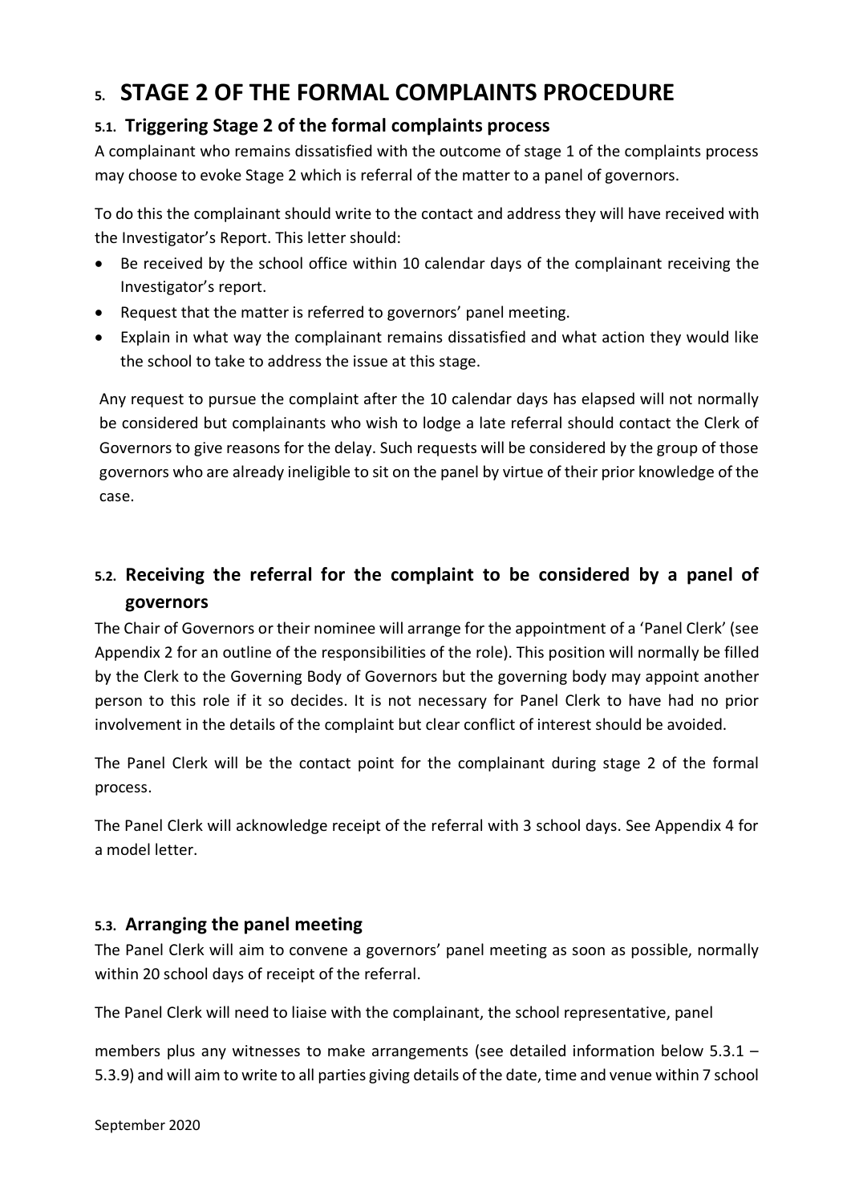# 5. STAGE 2 OF THE FORMAL COMPLAINTS PROCEDURE

## 5.1. Triggering Stage 2 of the formal complaints process

A complainant who remains dissatisfied with the outcome of stage 1 of the complaints process may choose to evoke Stage 2 which is referral of the matter to a panel of governors.

To do this the complainant should write to the contact and address they will have received with the Investigator's Report. This letter should:

- Be received by the school office within 10 calendar days of the complainant receiving the Investigator's report.
- Request that the matter is referred to governors' panel meeting.
- Explain in what way the complainant remains dissatisfied and what action they would like the school to take to address the issue at this stage.

Any request to pursue the complaint after the 10 calendar days has elapsed will not normally be considered but complainants who wish to lodge a late referral should contact the Clerk of Governors to give reasons for the delay. Such requests will be considered by the group of those governors who are already ineligible to sit on the panel by virtue of their prior knowledge of the case.

## 5.2. Receiving the referral for the complaint to be considered by a panel of governors

The Chair of Governors or their nominee will arrange for the appointment of a 'Panel Clerk' (see Appendix 2 for an outline of the responsibilities of the role). This position will normally be filled by the Clerk to the Governing Body of Governors but the governing body may appoint another person to this role if it so decides. It is not necessary for Panel Clerk to have had no prior involvement in the details of the complaint but clear conflict of interest should be avoided.

The Panel Clerk will be the contact point for the complainant during stage 2 of the formal process.

The Panel Clerk will acknowledge receipt of the referral with 3 school days. See Appendix 4 for a model letter.

## 5.3. Arranging the panel meeting

The Panel Clerk will aim to convene a governors' panel meeting as soon as possible, normally within 20 school days of receipt of the referral.

The Panel Clerk will need to liaise with the complainant, the school representative, panel

members plus any witnesses to make arrangements (see detailed information below 5.3.1 – 5.3.9) and will aim to write to all parties giving details of the date, time and venue within 7 school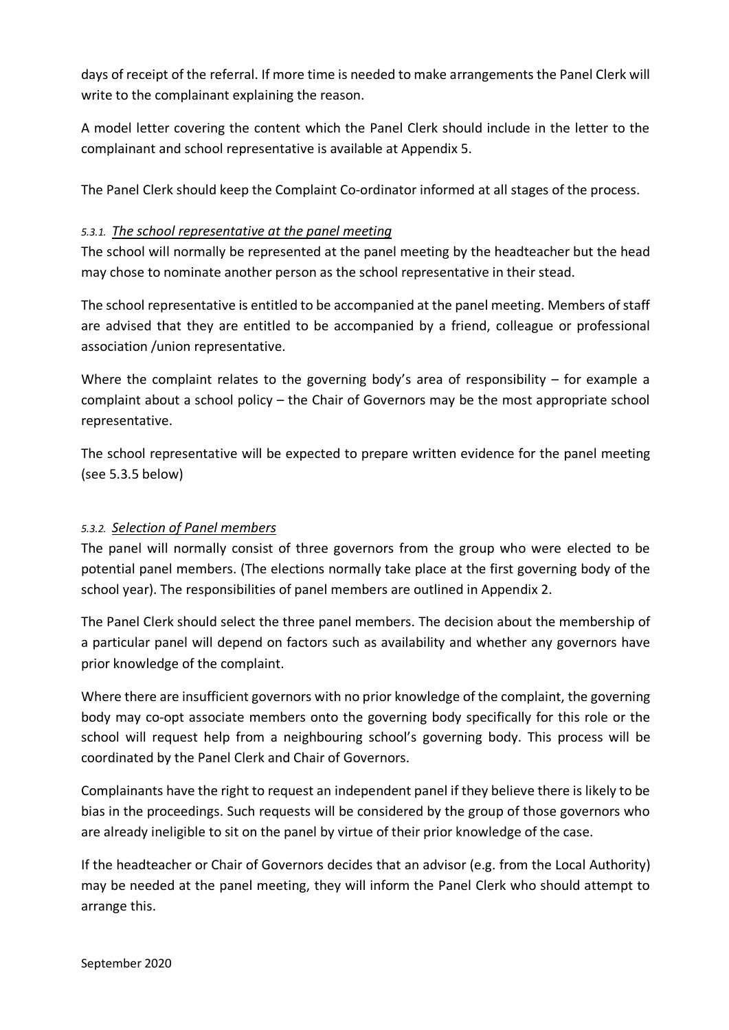days of receipt of the referral. If more time is needed to make arrangements the Panel Clerk will write to the complainant explaining the reason.

A model letter covering the content which the Panel Clerk should include in the letter to the complainant and school representative is available at Appendix 5.

The Panel Clerk should keep the Complaint Co-ordinator informed at all stages of the process.

#### *5.3.1. The school representative at the panel meeting*

The school will normally be represented at the panel meeting by the headteacher but the head may chose to nominate another person as the school representative in their stead.

The school representative is entitled to be accompanied at the panel meeting. Members of staff are advised that they are entitled to be accompanied by a friend, colleague or professional association /union representative.

Where the complaint relates to the governing body's area of responsibility – for example a complaint about a school policy – the Chair of Governors may be the most appropriate school representative.

The school representative will be expected to prepare written evidence for the panel meeting (see 5.3.5 below)

#### *5.3.2. Selection of Panel members*

The panel will normally consist of three governors from the group who were elected to be potential panel members. (The elections normally take place at the first governing body of the school year). The responsibilities of panel members are outlined in Appendix 2.

The Panel Clerk should select the three panel members. The decision about the membership of a particular panel will depend on factors such as availability and whether any governors have prior knowledge of the complaint.

Where there are insufficient governors with no prior knowledge of the complaint, the governing body may co-opt associate members onto the governing body specifically for this role or the school will request help from a neighbouring school's governing body. This process will be coordinated by the Panel Clerk and Chair of Governors.

Complainants have the right to request an independent panel if they believe there is likely to be bias in the proceedings. Such requests will be considered by the group of those governors who are already ineligible to sit on the panel by virtue of their prior knowledge of the case.

If the headteacher or Chair of Governors decides that an advisor (e.g. from the Local Authority) may be needed at the panel meeting, they will inform the Panel Clerk who should attempt to arrange this.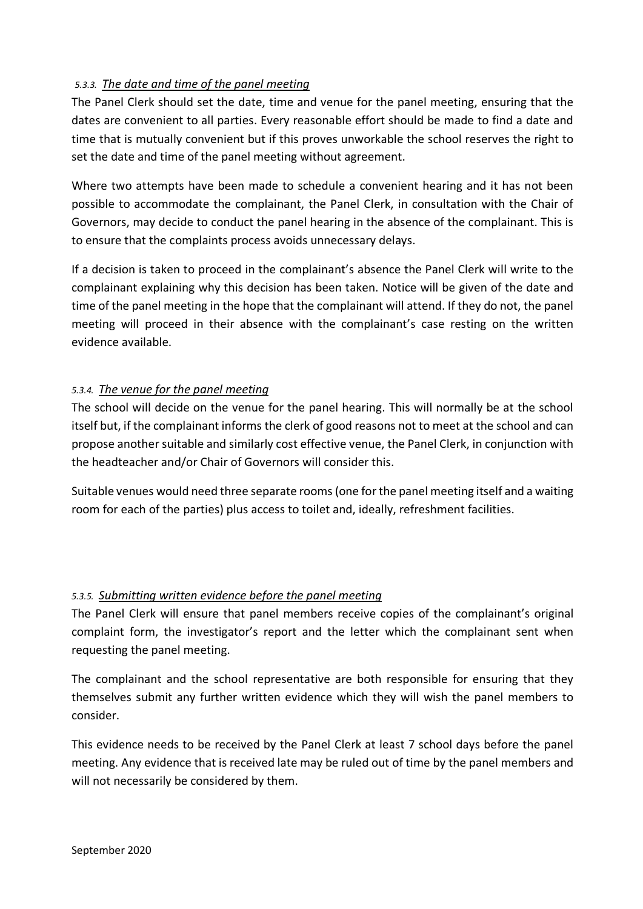#### *5.3.3. The date and time of the panel meeting*

The Panel Clerk should set the date, time and venue for the panel meeting, ensuring that the dates are convenient to all parties. Every reasonable effort should be made to find a date and time that is mutually convenient but if this proves unworkable the school reserves the right to set the date and time of the panel meeting without agreement.

Where two attempts have been made to schedule a convenient hearing and it has not been possible to accommodate the complainant, the Panel Clerk, in consultation with the Chair of Governors, may decide to conduct the panel hearing in the absence of the complainant. This is to ensure that the complaints process avoids unnecessary delays.

If a decision is taken to proceed in the complainant's absence the Panel Clerk will write to the complainant explaining why this decision has been taken. Notice will be given of the date and time of the panel meeting in the hope that the complainant will attend. If they do not, the panel meeting will proceed in their absence with the complainant's case resting on the written evidence available.

#### *5.3.4. The venue for the panel meeting*

The school will decide on the venue for the panel hearing. This will normally be at the school itself but, if the complainant informs the clerk of good reasons not to meet at the school and can propose another suitable and similarly cost effective venue, the Panel Clerk, in conjunction with the headteacher and/or Chair of Governors will consider this.

Suitable venues would need three separate rooms (one for the panel meeting itself and a waiting room for each of the parties) plus access to toilet and, ideally, refreshment facilities.

#### *5.3.5. Submitting written evidence before the panel meeting*

The Panel Clerk will ensure that panel members receive copies of the complainant's original complaint form, the investigator's report and the letter which the complainant sent when requesting the panel meeting.

The complainant and the school representative are both responsible for ensuring that they themselves submit any further written evidence which they will wish the panel members to consider.

This evidence needs to be received by the Panel Clerk at least 7 school days before the panel meeting. Any evidence that is received late may be ruled out of time by the panel members and will not necessarily be considered by them.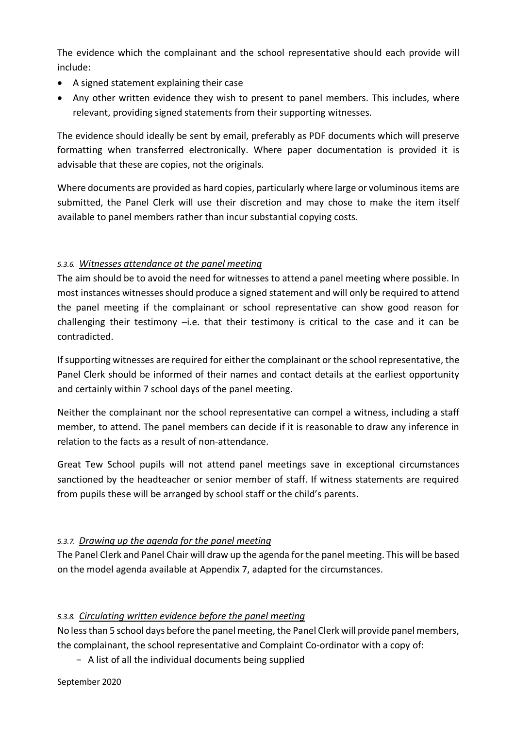The evidence which the complainant and the school representative should each provide will include:

- A signed statement explaining their case
- Any other written evidence they wish to present to panel members. This includes, where relevant, providing signed statements from their supporting witnesses.

The evidence should ideally be sent by email, preferably as PDF documents which will preserve formatting when transferred electronically. Where paper documentation is provided it is advisable that these are copies, not the originals.

Where documents are provided as hard copies, particularly where large or voluminous items are submitted, the Panel Clerk will use their discretion and may chose to make the item itself available to panel members rather than incur substantial copying costs.

#### *5.3.6.* *Witnesses attendance at the panel meeting*

The aim should be to avoid the need for witnesses to attend a panel meeting where possible. In most instances witnesses should produce a signed statement and will only be required to attend the panel meeting if the complainant or school representative can show good reason for challenging their testimony –i.e. that their testimony is critical to the case and it can be contradicted.

If supporting witnesses are required for either the complainant or the school representative, the Panel Clerk should be informed of their names and contact details at the earliest opportunity and certainly within 7 school days of the panel meeting.

Neither the complainant nor the school representative can compel a witness, including a staff member, to attend. The panel members can decide if it is reasonable to draw any inference in relation to the facts as a result of non-attendance.

Great Tew School pupils will not attend panel meetings save in exceptional circumstances sanctioned by the headteacher or senior member of staff. If witness statements are required from pupils these will be arranged by school staff or the child's parents.

#### *5.3.7.* *Drawing up the agenda for the panel meeting*

The Panel Clerk and Panel Chair will draw up the agenda for the panel meeting. This will be based on the model agenda available at Appendix 7, adapted for the circumstances.

#### *5.3.8.* *Circulating written evidence before the panel meeting*

No less than 5 school days before the panel meeting, the Panel Clerk will provide panel members, the complainant, the school representative and Complaint Co-ordinator with a copy of:

- A list of all the individual documents being supplied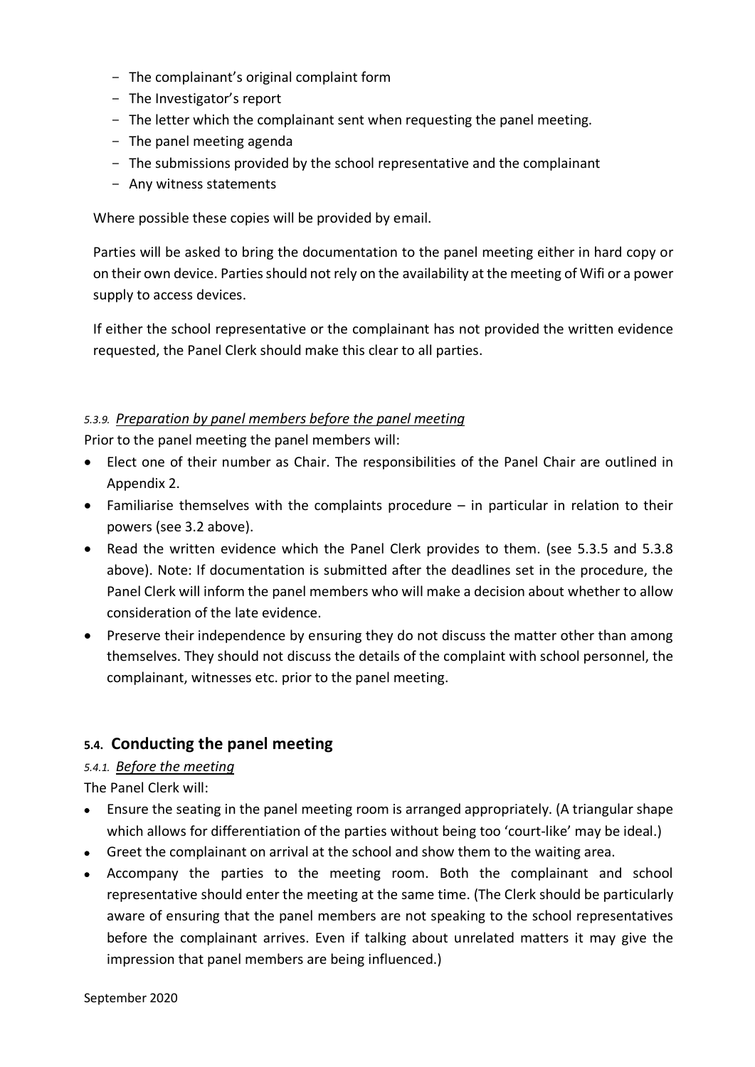- The complainant's original complaint form
- The Investigator's report
- The letter which the complainant sent when requesting the panel meeting.
- The panel meeting agenda
- The submissions provided by the school representative and the complainant
- Any witness statements

Where possible these copies will be provided by email.

Parties will be asked to bring the documentation to the panel meeting either in hard copy or on their own device. Parties should not rely on the availability at the meeting of Wifi or a power supply to access devices.

If either the school representative or the complainant has not provided the written evidence requested, the Panel Clerk should make this clear to all parties.

#### *5.3.9. Preparation by panel members before the panel meeting*

Prior to the panel meeting the panel members will:

- Elect one of their number as Chair. The responsibilities of the Panel Chair are outlined in Appendix 2.
- Familiarise themselves with the complaints procedure – in particular in relation to their powers (see 3.2 above).
- Read the written evidence which the Panel Clerk provides to them. (see 5.3.5 and 5.3.8 above). Note: If documentation is submitted after the deadlines set in the procedure, the Panel Clerk will inform the panel members who will make a decision about whether to allow consideration of the late evidence.
- Preserve their independence by ensuring they do not discuss the matter other than among themselves. They should not discuss the details of the complaint with school personnel, the complainant, witnesses etc. prior to the panel meeting.

### 5.4. Conducting the panel meeting

#### *5.4.1. Before the meeting*

The Panel Clerk will:

- Ensure the seating in the panel meeting room is arranged appropriately. (A triangular shape which allows for differentiation of the parties without being too 'court-like' may be ideal.)
- Greet the complainant on arrival at the school and show them to the waiting area.
- Accompany the parties to the meeting room. Both the complainant and school representative should enter the meeting at the same time. (The Clerk should be particularly aware of ensuring that the panel members are not speaking to the school representatives before the complainant arrives. Even if talking about unrelated matters it may give the impression that panel members are being influenced.)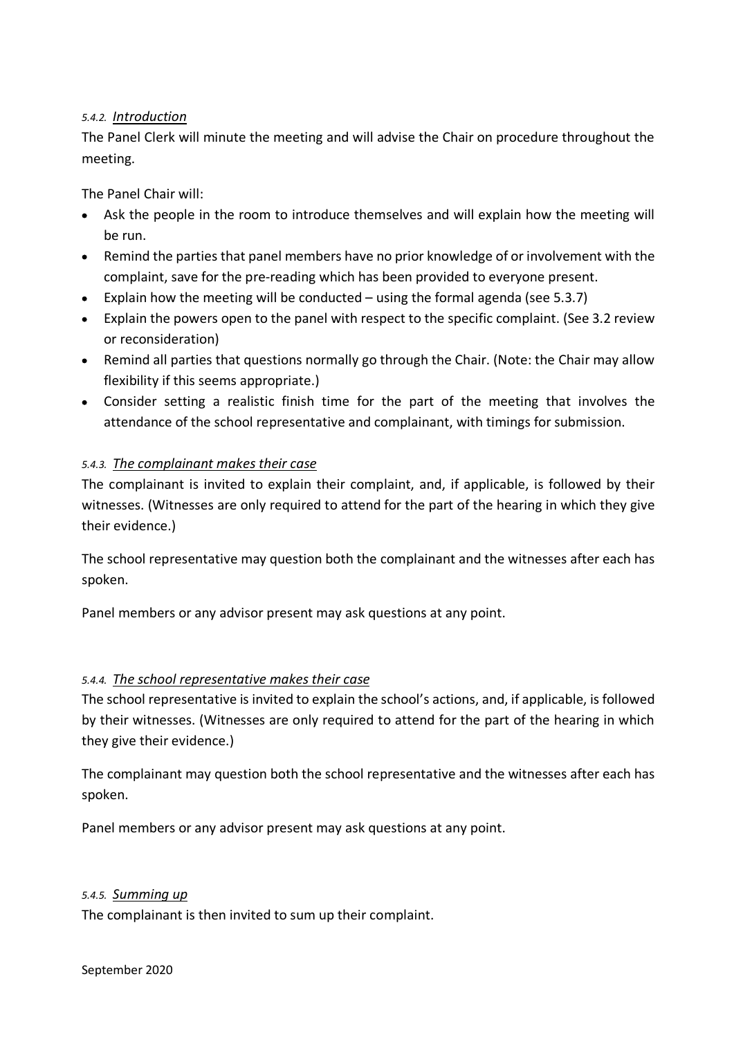#### *5.4.2.* *Introduction*

The Panel Clerk will minute the meeting and will advise the Chair on procedure throughout the meeting.

The Panel Chair will:

- Ask the people in the room to introduce themselves and will explain how the meeting will be run.
- Remind the parties that panel members have no prior knowledge of or involvement with the complaint, save for the pre-reading which has been provided to everyone present.
- Explain how the meeting will be conducted – using the formal agenda (see 5.3.7)
- Explain the powers open to the panel with respect to the specific complaint. (See 3.2 review or reconsideration)
- Remind all parties that questions normally go through the Chair. (Note: the Chair may allow flexibility if this seems appropriate.)
- Consider setting a realistic finish time for the part of the meeting that involves the attendance of the school representative and complainant, with timings for submission.

#### *5.4.3.* *The complainant makes their case*

The complainant is invited to explain their complaint, and, if applicable, is followed by their witnesses. (Witnesses are only required to attend for the part of the hearing in which they give their evidence.)

The school representative may question both the complainant and the witnesses after each has spoken.

Panel members or any advisor present may ask questions at any point.

#### *5.4.4.* *The school representative makes their case*

The school representative is invited to explain the school's actions, and, if applicable, is followed by their witnesses. (Witnesses are only required to attend for the part of the hearing in which they give their evidence.)

The complainant may question both the school representative and the witnesses after each has spoken.

Panel members or any advisor present may ask questions at any point.

#### *5.4.5.* *Summing up*

The complainant is then invited to sum up their complaint.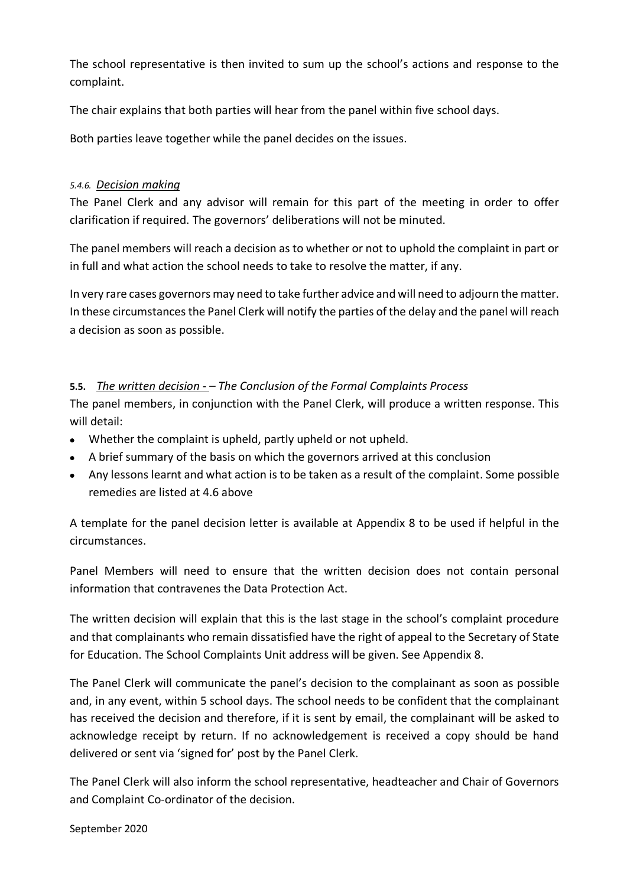The school representative is then invited to sum up the school's actions and response to the complaint.

The chair explains that both parties will hear from the panel within five school days.

Both parties leave together while the panel decides on the issues.

#### *5.4.6. Decision making*

The Panel Clerk and any advisor will remain for this part of the meeting in order to offer clarification if required. The governors' deliberations will not be minuted.

The panel members will reach a decision as to whether or not to uphold the complaint in part or in full and what action the school needs to take to resolve the matter, if any.

In very rare cases governors may need to take further advice and will need to adjourn the matter. In these circumstances the Panel Clerk will notify the parties of the delay and the panel will reach a decision as soon as possible.

### **5.5.** *The written decision - – The Conclusion of the Formal Complaints Process*

The panel members, in conjunction with the Panel Clerk, will produce a written response. This will detail:

- Whether the complaint is upheld, partly upheld or not upheld.
- A brief summary of the basis on which the governors arrived at this conclusion
- Any lessons learnt and what action is to be taken as a result of the complaint. Some possible remedies are listed at 4.6 above

A template for the panel decision letter is available at Appendix 8 to be used if helpful in the circumstances.

Panel Members will need to ensure that the written decision does not contain personal information that contravenes the Data Protection Act.

The written decision will explain that this is the last stage in the school's complaint procedure and that complainants who remain dissatisfied have the right of appeal to the Secretary of State for Education. The School Complaints Unit address will be given. See Appendix 8.

The Panel Clerk will communicate the panel's decision to the complainant as soon as possible and, in any event, within 5 school days. The school needs to be confident that the complainant has received the decision and therefore, if it is sent by email, the complainant will be asked to acknowledge receipt by return. If no acknowledgement is received a copy should be hand delivered or sent via 'signed for' post by the Panel Clerk.

The Panel Clerk will also inform the school representative, headteacher and Chair of Governors and Complaint Co-ordinator of the decision.

September 2020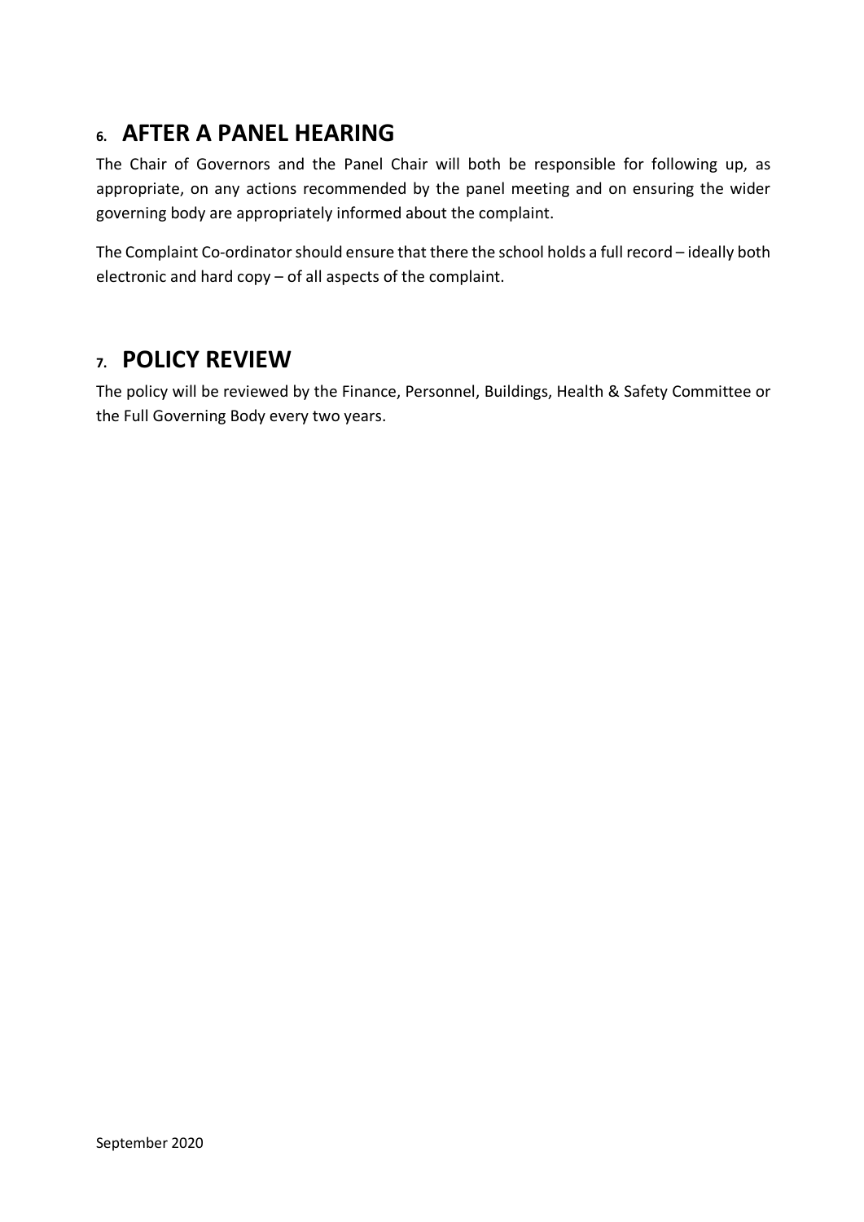## 6. AFTER A PANEL HEARING

The Chair of Governors and the Panel Chair will both be responsible for following up, as appropriate, on any actions recommended by the panel meeting and on ensuring the wider governing body are appropriately informed about the complaint.

The Complaint Co-ordinator should ensure that there the school holds a full record – ideally both electronic and hard copy – of all aspects of the complaint.

## 7. POLICY REVIEW

The policy will be reviewed by the Finance, Personnel, Buildings, Health & Safety Committee or the Full Governing Body every two years.

September 2020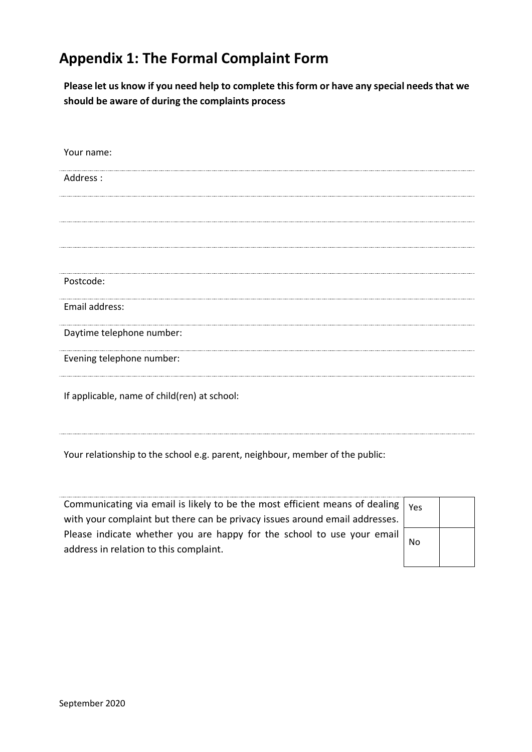## Appendix 1: The Formal Complaint Form

**Please let us know if you need help to complete this form or have any special needs that we should be aware of during the complaints process**

Your name:

Address :

Postcode:

Email address:

Daytime telephone number:

Evening telephone number:

If applicable, name of child(ren) at school:

Your relationship to the school e.g. parent, neighbour, member of the public:

| Communicating via email is likely to be the most efficient means of dealing with your complaint but there can be privacy issues around email addresses. Please indicate whether you are happy for the school to use your email address in relation to this complaint. | Yes | |
|---|---|---|
| | No | |

September 2020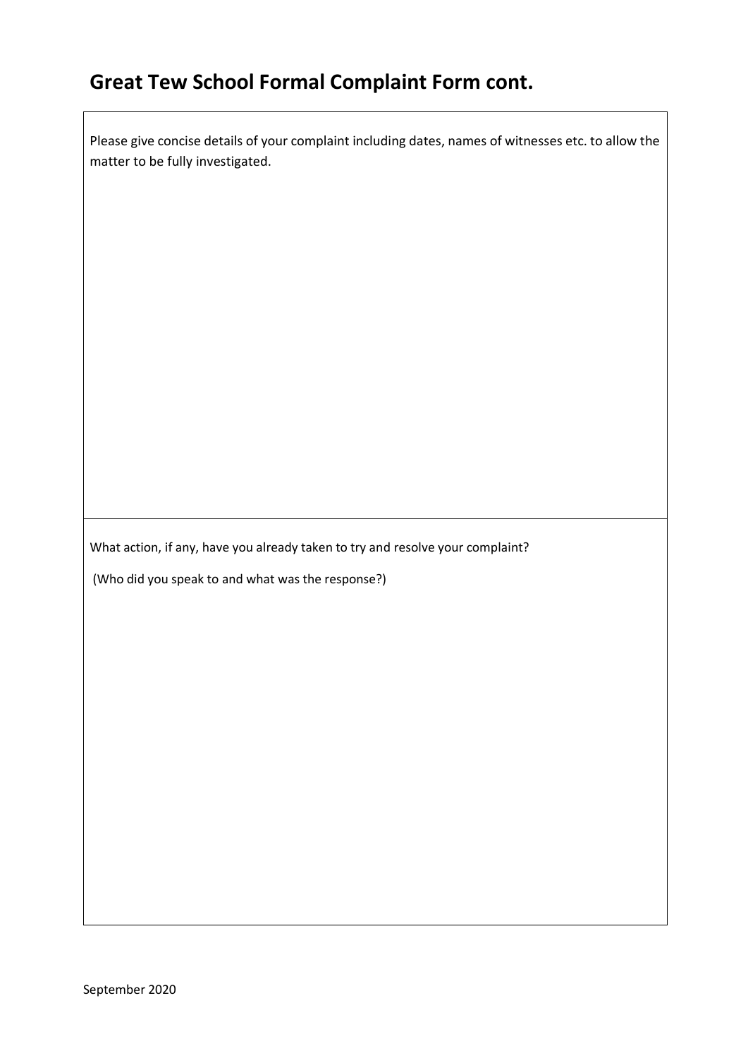# Great Tew School Formal Complaint Form cont.

Please give concise details of your complaint including dates, names of witnesses etc. to allow the matter to be fully investigated.

What action, if any, have you already taken to try and resolve your complaint?

(Who did you speak to and what was the response?)

September 2020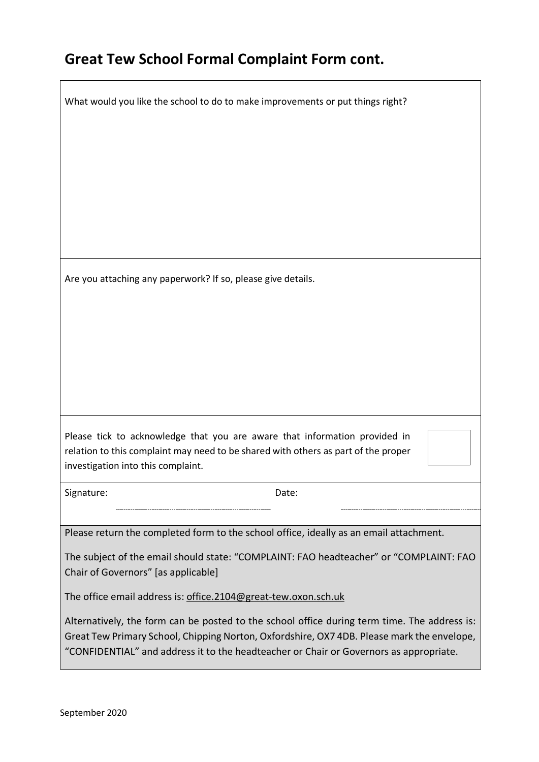# Great Tew School Formal Complaint Form cont.

What would you like the school to do to make improvements or put things right?

Are you attaching any paperwork? If so, please give details.

Please tick to acknowledge that you are aware that information provided in relation to this complaint may need to be shared with others as part of the proper investigation into this complaint. ☐

Signature: ______________________ Date: ______________________

Please return the completed form to the school office, ideally as an email attachment.

The subject of the email should state: "COMPLAINT: FAO headteacher" or "COMPLAINT: FAO Chair of Governors" [as applicable]

The office email address is: office.2104@great-tew.oxon.sch.uk

Alternatively, the form can be posted to the school office during term time. The address is: Great Tew Primary School, Chipping Norton, Oxfordshire, OX7 4DB. Please mark the envelope, "CONFIDENTIAL" and address it to the headteacher or Chair or Governors as appropriate.

September 2020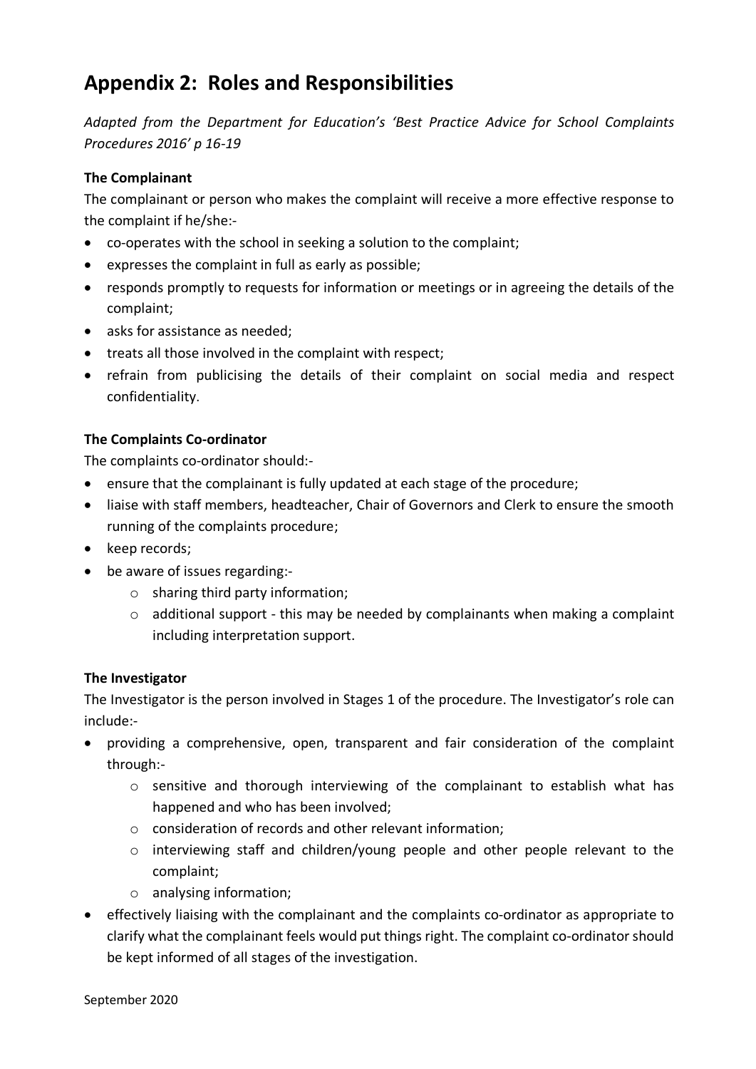## Appendix 2: Roles and Responsibilities

*Adapted from the Department for Education's 'Best Practice Advice for School Complaints Procedures 2016' p 16-19*

**The Complainant**

The complainant or person who makes the complaint will receive a more effective response to the complaint if he/she:-

- co-operates with the school in seeking a solution to the complaint;
- expresses the complaint in full as early as possible;
- responds promptly to requests for information or meetings or in agreeing the details of the complaint;
- asks for assistance as needed;
- treats all those involved in the complaint with respect;
- refrain from publicising the details of their complaint on social media and respect confidentiality.

**The Complaints Co-ordinator**

The complaints co-ordinator should:-

- ensure that the complainant is fully updated at each stage of the procedure;
- liaise with staff members, headteacher, Chair of Governors and Clerk to ensure the smooth running of the complaints procedure;
- keep records;
- be aware of issues regarding:-
    - sharing third party information;
    - additional support - this may be needed by complainants when making a complaint including interpretation support.

**The Investigator**

The Investigator is the person involved in Stages 1 of the procedure. The Investigator's role can include:-

- providing a comprehensive, open, transparent and fair consideration of the complaint through:-
    - sensitive and thorough interviewing of the complainant to establish what has happened and who has been involved;
    - consideration of records and other relevant information;
    - interviewing staff and children/young people and other people relevant to the complaint;
    - analysing information;
- effectively liaising with the complainant and the complaints co-ordinator as appropriate to clarify what the complainant feels would put things right. The complaint co-ordinator should be kept informed of all stages of the investigation.

September 2020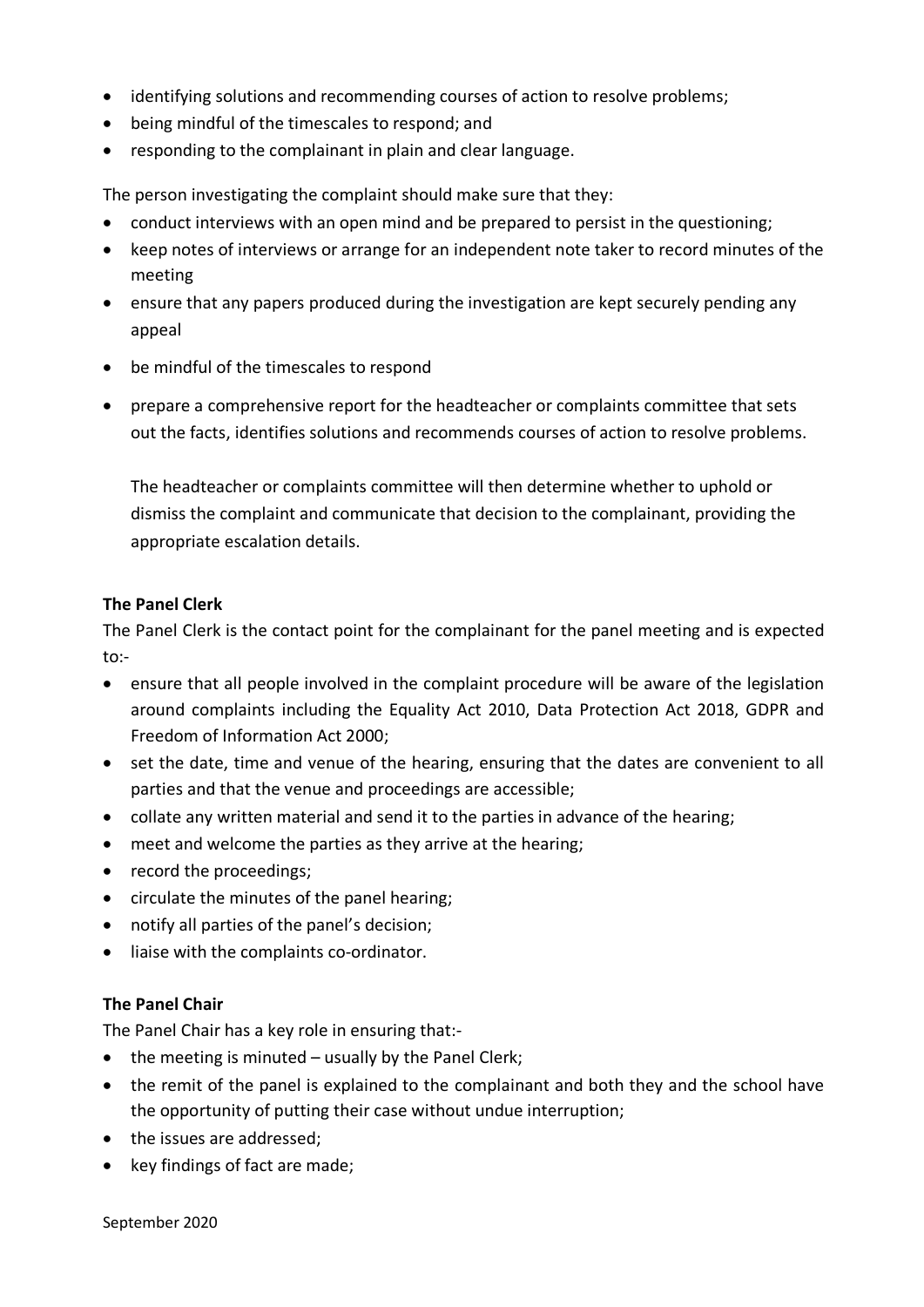- identifying solutions and recommending courses of action to resolve problems;
- being mindful of the timescales to respond; and
- responding to the complainant in plain and clear language.

The person investigating the complaint should make sure that they:

- conduct interviews with an open mind and be prepared to persist in the questioning;
- keep notes of interviews or arrange for an independent note taker to record minutes of the meeting
- ensure that any papers produced during the investigation are kept securely pending any appeal
- be mindful of the timescales to respond
- prepare a comprehensive report for the headteacher or complaints committee that sets out the facts, identifies solutions and recommends courses of action to resolve problems.

  The headteacher or complaints committee will then determine whether to uphold or dismiss the complaint and communicate that decision to the complainant, providing the appropriate escalation details.

**The Panel Clerk**

The Panel Clerk is the contact point for the complainant for the panel meeting and is expected to:-

- ensure that all people involved in the complaint procedure will be aware of the legislation around complaints including the Equality Act 2010, Data Protection Act 2018, GDPR and Freedom of Information Act 2000;
- set the date, time and venue of the hearing, ensuring that the dates are convenient to all parties and that the venue and proceedings are accessible;
- collate any written material and send it to the parties in advance of the hearing;
- meet and welcome the parties as they arrive at the hearing;
- record the proceedings;
- circulate the minutes of the panel hearing;
- notify all parties of the panel's decision;
- liaise with the complaints co-ordinator.

**The Panel Chair**

The Panel Chair has a key role in ensuring that:-

- the meeting is minuted – usually by the Panel Clerk;
- the remit of the panel is explained to the complainant and both they and the school have the opportunity of putting their case without undue interruption;
- the issues are addressed;
- key findings of fact are made;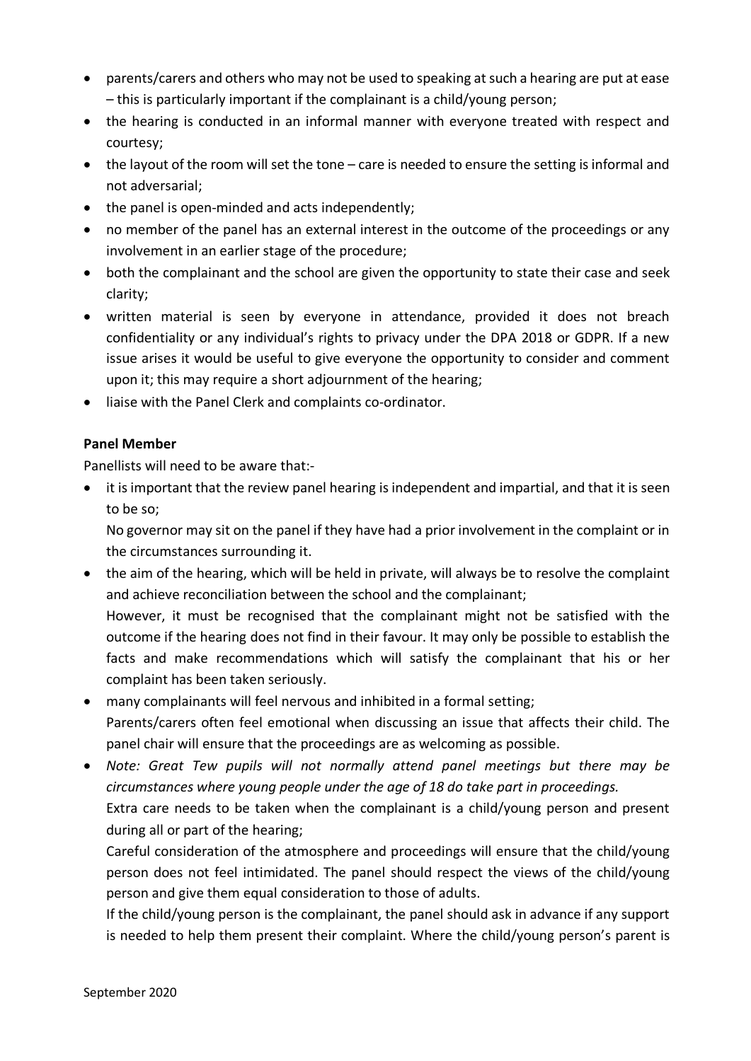- parents/carers and others who may not be used to speaking at such a hearing are put at ease – this is particularly important if the complainant is a child/young person;
- the hearing is conducted in an informal manner with everyone treated with respect and courtesy;
- the layout of the room will set the tone – care is needed to ensure the setting is informal and not adversarial;
- the panel is open-minded and acts independently;
- no member of the panel has an external interest in the outcome of the proceedings or any involvement in an earlier stage of the procedure;
- both the complainant and the school are given the opportunity to state their case and seek clarity;
- written material is seen by everyone in attendance, provided it does not breach confidentiality or any individual's rights to privacy under the DPA 2018 or GDPR. If a new issue arises it would be useful to give everyone the opportunity to consider and comment upon it; this may require a short adjournment of the hearing;
- liaise with the Panel Clerk and complaints co-ordinator.

**Panel Member**

Panellists will need to be aware that:-

- it is important that the review panel hearing is independent and impartial, and that it is seen to be so;

  No governor may sit on the panel if they have had a prior involvement in the complaint or in the circumstances surrounding it.
- the aim of the hearing, which will be held in private, will always be to resolve the complaint and achieve reconciliation between the school and the complainant;

  However, it must be recognised that the complainant might not be satisfied with the outcome if the hearing does not find in their favour. It may only be possible to establish the facts and make recommendations which will satisfy the complainant that his or her complaint has been taken seriously.
- many complainants will feel nervous and inhibited in a formal setting;

  Parents/carers often feel emotional when discussing an issue that affects their child. The panel chair will ensure that the proceedings are as welcoming as possible.
- *Note: Great Tew pupils will not normally attend panel meetings but there may be circumstances where young people under the age of 18 do take part in proceedings.*

  Extra care needs to be taken when the complainant is a child/young person and present during all or part of the hearing;

  Careful consideration of the atmosphere and proceedings will ensure that the child/young person does not feel intimidated. The panel should respect the views of the child/young person and give them equal consideration to those of adults.

  If the child/young person is the complainant, the panel should ask in advance if any support is needed to help them present their complaint. Where the child/young person's parent is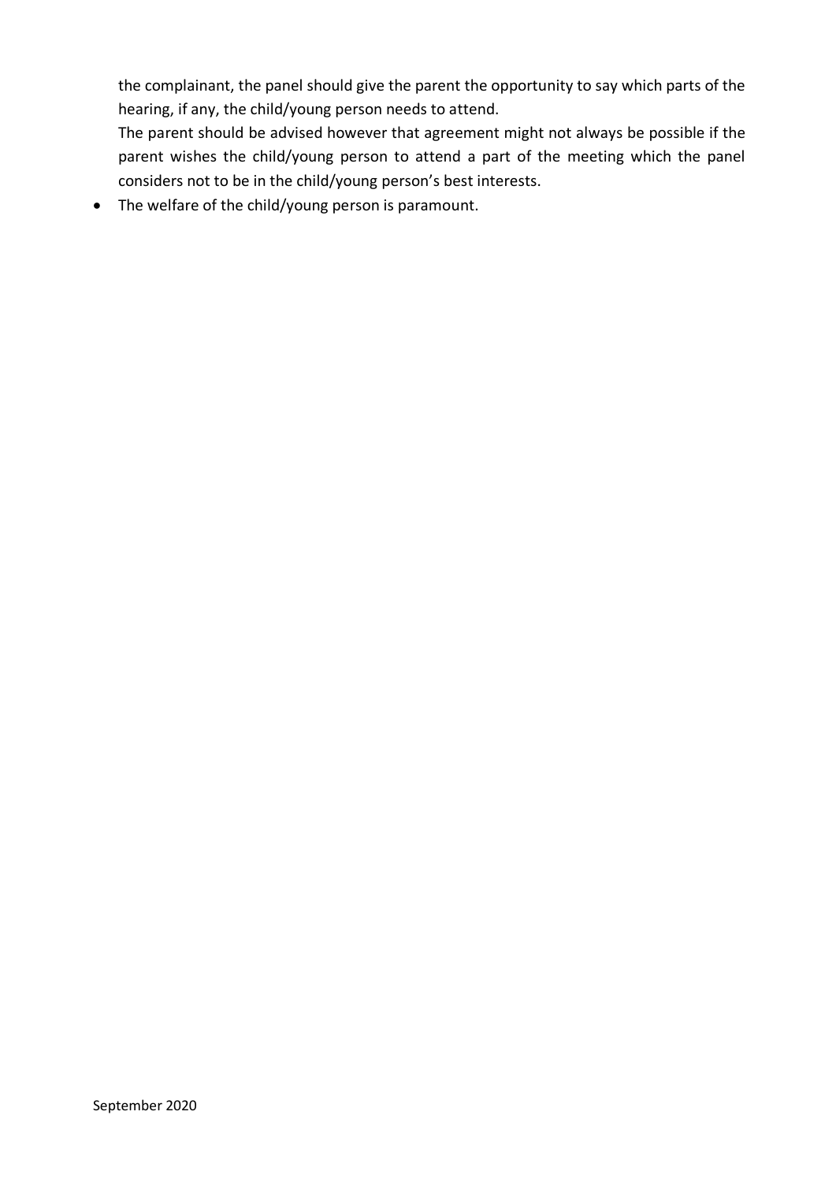the complainant, the panel should give the parent the opportunity to say which parts of the hearing, if any, the child/young person needs to attend.

The parent should be advised however that agreement might not always be possible if the parent wishes the child/young person to attend a part of the meeting which the panel considers not to be in the child/young person's best interests.

- The welfare of the child/young person is paramount.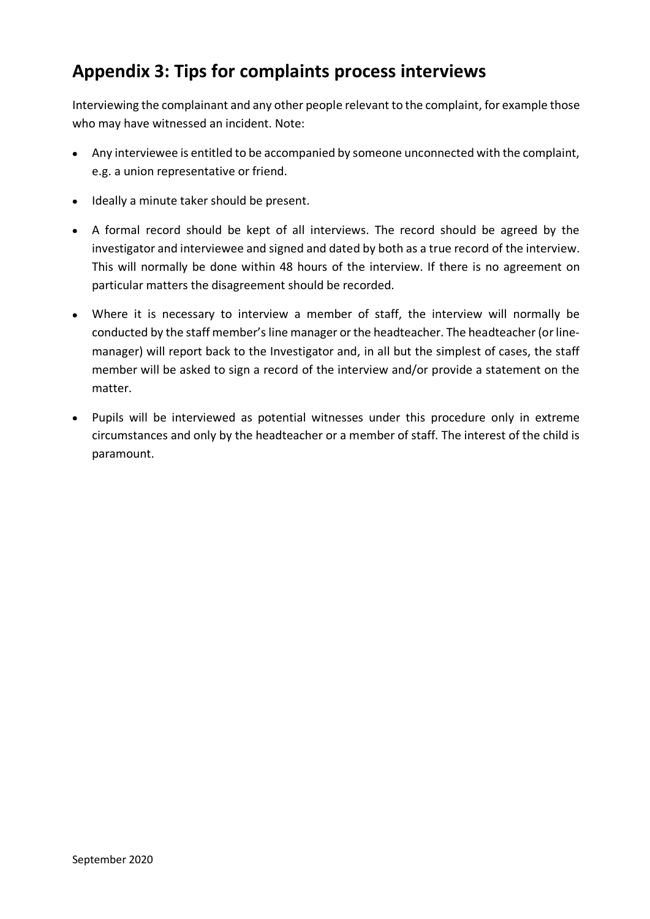## Appendix 3: Tips for complaints process interviews

Interviewing the complainant and any other people relevant to the complaint, for example those who may have witnessed an incident. Note:

- Any interviewee is entitled to be accompanied by someone unconnected with the complaint, e.g. a union representative or friend.
- Ideally a minute taker should be present.
- A formal record should be kept of all interviews. The record should be agreed by the investigator and interviewee and signed and dated by both as a true record of the interview. This will normally be done within 48 hours of the interview. If there is no agreement on particular matters the disagreement should be recorded.
- Where it is necessary to interview a member of staff, the interview will normally be conducted by the staff member's line manager or the headteacher. The headteacher (or line-manager) will report back to the Investigator and, in all but the simplest of cases, the staff member will be asked to sign a record of the interview and/or provide a statement on the matter.
- Pupils will be interviewed as potential witnesses under this procedure only in extreme circumstances and only by the headteacher or a member of staff. The interest of the child is paramount.

September 2020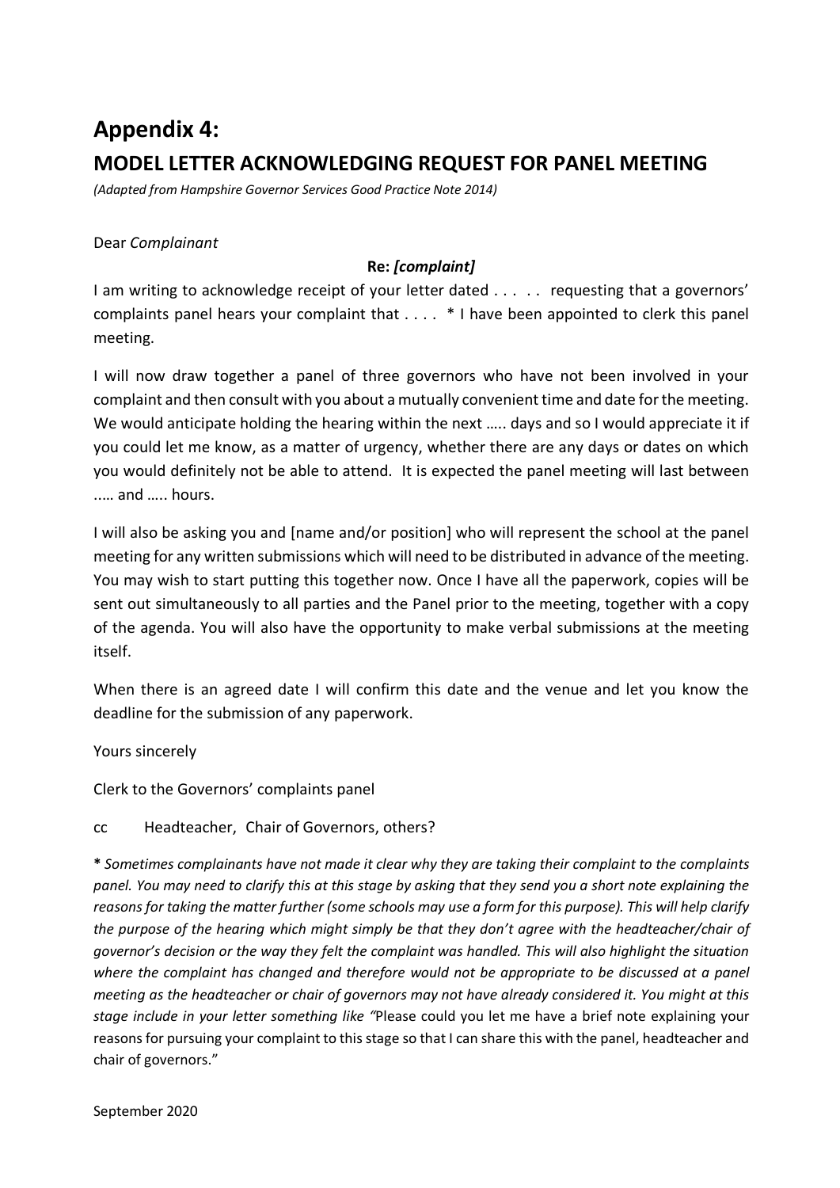# Appendix 4:

## MODEL LETTER ACKNOWLEDGING REQUEST FOR PANEL MEETING

*(Adapted from Hampshire Governor Services Good Practice Note 2014)*

Dear *Complainant*

**Re: *[complaint]***

I am writing to acknowledge receipt of your letter dated . . . . . requesting that a governors' complaints panel hears your complaint that . . . . * I have been appointed to clerk this panel meeting.

I will now draw together a panel of three governors who have not been involved in your complaint and then consult with you about a mutually convenient time and date for the meeting. We would anticipate holding the hearing within the next ….. days and so I would appreciate it if you could let me know, as a matter of urgency, whether there are any days or dates on which you would definitely not be able to attend. It is expected the panel meeting will last between ..… and ….. hours.

I will also be asking you and [name and/or position] who will represent the school at the panel meeting for any written submissions which will need to be distributed in advance of the meeting. You may wish to start putting this together now. Once I have all the paperwork, copies will be sent out simultaneously to all parties and the Panel prior to the meeting, together with a copy of the agenda. You will also have the opportunity to make verbal submissions at the meeting itself.

When there is an agreed date I will confirm this date and the venue and let you know the deadline for the submission of any paperwork.

Yours sincerely

Clerk to the Governors' complaints panel

cc Headteacher, Chair of Governors, others?

**\*** *Sometimes complainants have not made it clear why they are taking their complaint to the complaints panel. You may need to clarify this at this stage by asking that they send you a short note explaining the reasons for taking the matter further (some schools may use a form for this purpose). This will help clarify the purpose of the hearing which might simply be that they don't agree with the headteacher/chair of governor's decision or the way they felt the complaint was handled. This will also highlight the situation where the complaint has changed and therefore would not be appropriate to be discussed at a panel meeting as the headteacher or chair of governors may not have already considered it. You might at this stage include in your letter something like "*Please could you let me have a brief note explaining your reasons for pursuing your complaint to this stage so that I can share this with the panel, headteacher and chair of governors."

September 2020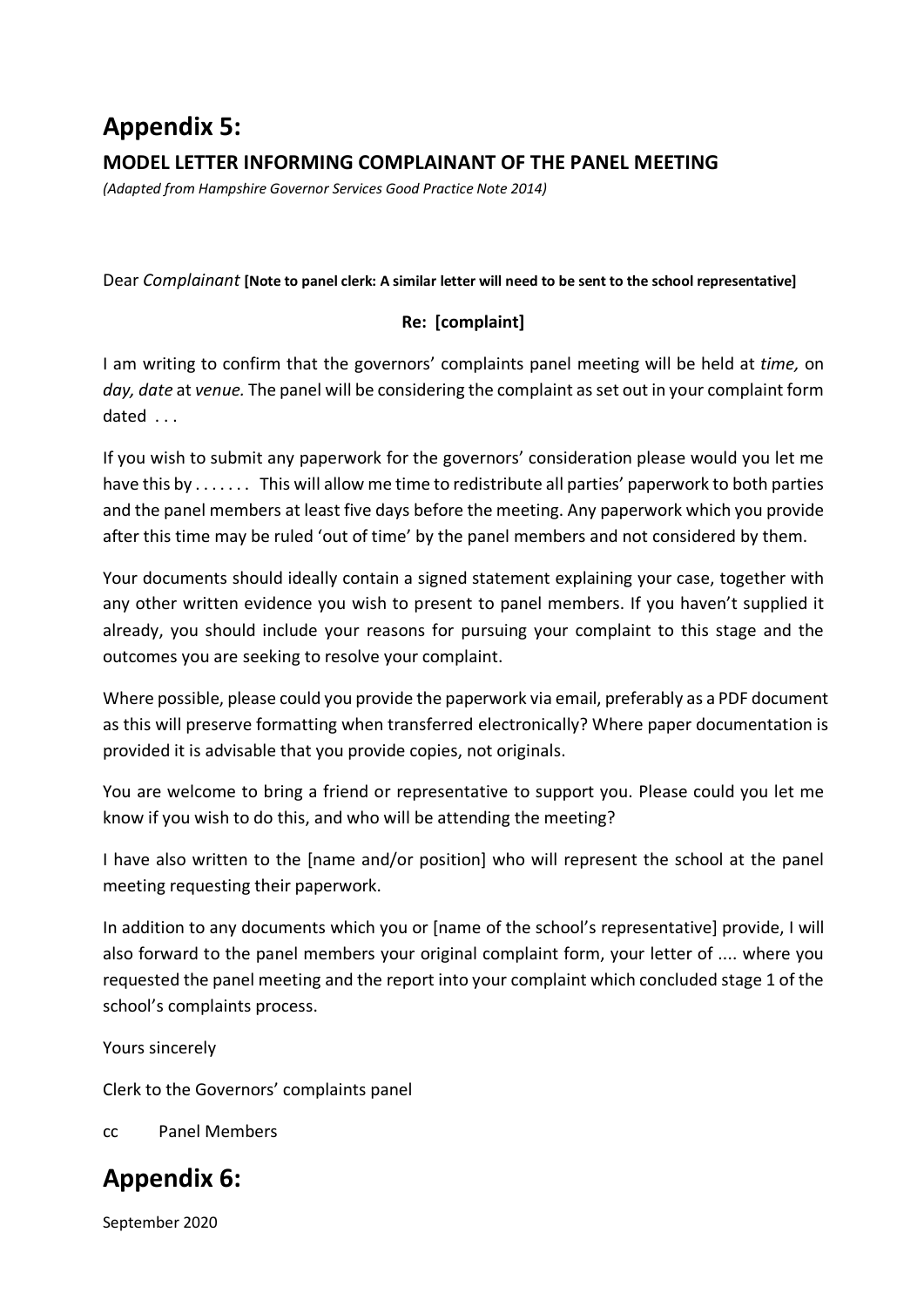# Appendix 5:

### MODEL LETTER INFORMING COMPLAINANT OF THE PANEL MEETING

*(Adapted from Hampshire Governor Services Good Practice Note 2014)*

Dear *Complainant* **[Note to panel clerk: A similar letter will need to be sent to the school representative]**

**Re: [complaint]**

I am writing to confirm that the governors' complaints panel meeting will be held at *time,* on *day, date* at *venue.* The panel will be considering the complaint as set out in your complaint form dated . . .

If you wish to submit any paperwork for the governors' consideration please would you let me have this by . . . . . . . This will allow me time to redistribute all parties' paperwork to both parties and the panel members at least five days before the meeting. Any paperwork which you provide after this time may be ruled 'out of time' by the panel members and not considered by them.

Your documents should ideally contain a signed statement explaining your case, together with any other written evidence you wish to present to panel members. If you haven't supplied it already, you should include your reasons for pursuing your complaint to this stage and the outcomes you are seeking to resolve your complaint.

Where possible, please could you provide the paperwork via email, preferably as a PDF document as this will preserve formatting when transferred electronically? Where paper documentation is provided it is advisable that you provide copies, not originals.

You are welcome to bring a friend or representative to support you. Please could you let me know if you wish to do this, and who will be attending the meeting?

I have also written to the [name and/or position] who will represent the school at the panel meeting requesting their paperwork.

In addition to any documents which you or [name of the school's representative] provide, I will also forward to the panel members your original complaint form, your letter of .... where you requested the panel meeting and the report into your complaint which concluded stage 1 of the school's complaints process.

Yours sincerely

Clerk to the Governors' complaints panel

cc Panel Members

# Appendix 6: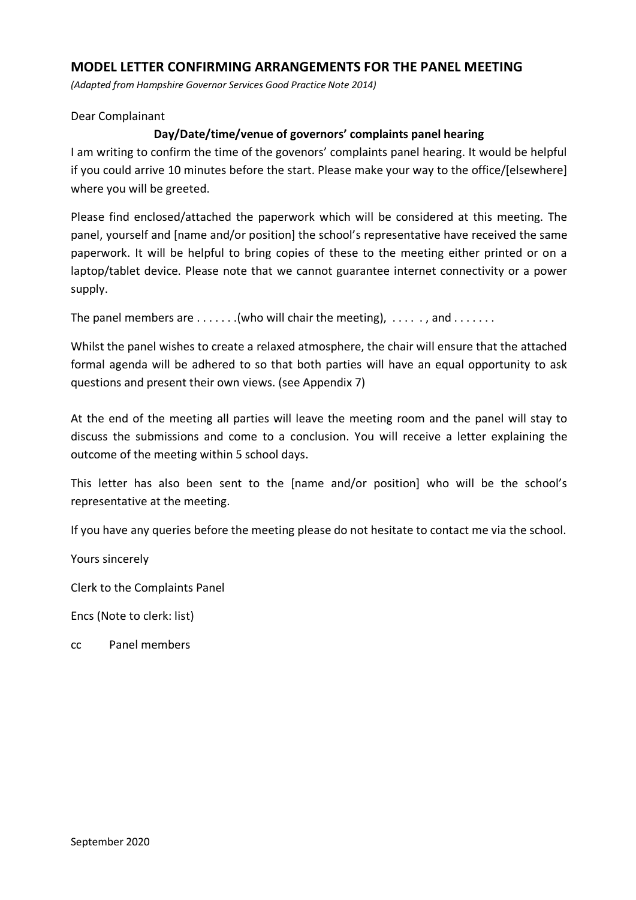## MODEL LETTER CONFIRMING ARRANGEMENTS FOR THE PANEL MEETING

*(Adapted from Hampshire Governor Services Good Practice Note 2014)*

Dear Complainant

**Day/Date/time/venue of governors' complaints panel hearing**

I am writing to confirm the time of the govenors' complaints panel hearing. It would be helpful if you could arrive 10 minutes before the start. Please make your way to the office/[elsewhere] where you will be greeted.

Please find enclosed/attached the paperwork which will be considered at this meeting. The panel, yourself and [name and/or position] the school's representative have received the same paperwork. It will be helpful to bring copies of these to the meeting either printed or on a laptop/tablet device. Please note that we cannot guarantee internet connectivity or a power supply.

The panel members are . . . . . . .(who will chair the meeting), . . . . . , and . . . . . . .

Whilst the panel wishes to create a relaxed atmosphere, the chair will ensure that the attached formal agenda will be adhered to so that both parties will have an equal opportunity to ask questions and present their own views. (see Appendix 7)

At the end of the meeting all parties will leave the meeting room and the panel will stay to discuss the submissions and come to a conclusion. You will receive a letter explaining the outcome of the meeting within 5 school days.

This letter has also been sent to the [name and/or position] who will be the school's representative at the meeting.

If you have any queries before the meeting please do not hesitate to contact me via the school.

Yours sincerely

Clerk to the Complaints Panel

Encs (Note to clerk: list)

cc Panel members

September 2020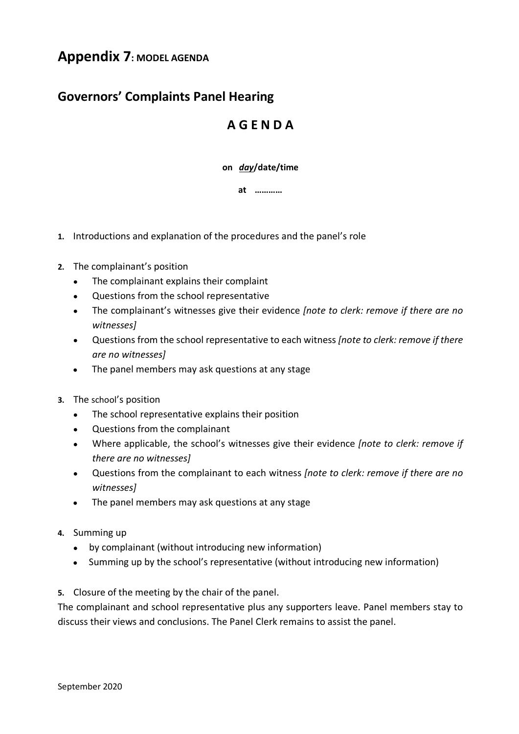# **Appendix 7: MODEL AGENDA**

## Governors' Complaints Panel Hearing

### A G E N D A

**on *day*/date/time**

**at …………**

1. Introductions and explanation of the procedures and the panel's role

2. The complainant's position
   - The complainant explains their complaint
   - Questions from the school representative
   - The complainant's witnesses give their evidence *[note to clerk: remove if there are no witnesses]*
   - Questions from the school representative to each witness *[note to clerk: remove if there are no witnesses]*
   - The panel members may ask questions at any stage

3. The school's position
   - The school representative explains their position
   - Questions from the complainant
   - Where applicable, the school's witnesses give their evidence *[note to clerk: remove if there are no witnesses]*
   - Questions from the complainant to each witness *[note to clerk: remove if there are no witnesses]*
   - The panel members may ask questions at any stage

4. Summing up
   - by complainant (without introducing new information)
   - Summing up by the school's representative (without introducing new information)

5. Closure of the meeting by the chair of the panel.

The complainant and school representative plus any supporters leave. Panel members stay to discuss their views and conclusions. The Panel Clerk remains to assist the panel.

September 2020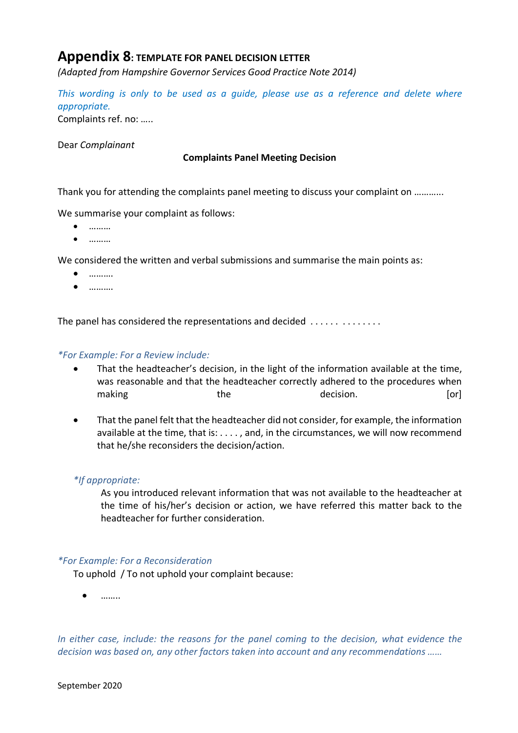# Appendix 8: TEMPLATE FOR PANEL DECISION LETTER

*(Adapted from Hampshire Governor Services Good Practice Note 2014)*

*This wording is only to be used as a guide, please use as a reference and delete where appropriate.*

Complaints ref. no: …..

Dear *Complainant*

**Complaints Panel Meeting Decision**

Thank you for attending the complaints panel meeting to discuss your complaint on ………..

We summarise your complaint as follows:

- ………
- ………

We considered the written and verbal submissions and summarise the main points as:

- ……….
- ……….

The panel has considered the representations and decided . . . . . . . . . . . . . .

*\*For Example: For a Review include:*

- That the headteacher's decision, in the light of the information available at the time, was reasonable and that the headteacher correctly adhered to the procedures when making the decision. [or]
- That the panel felt that the headteacher did not consider, for example, the information available at the time, that is: . . . . , and, in the circumstances, we will now recommend that he/she reconsiders the decision/action.

*\*If appropriate:*

As you introduced relevant information that was not available to the headteacher at the time of his/her's decision or action, we have referred this matter back to the headteacher for further consideration.

*\*For Example: For a Reconsideration*

To uphold / To not uphold your complaint because:

- ……..

*In either case, include: the reasons for the panel coming to the decision, what evidence the decision was based on, any other factors taken into account and any recommendations ……*

September 2020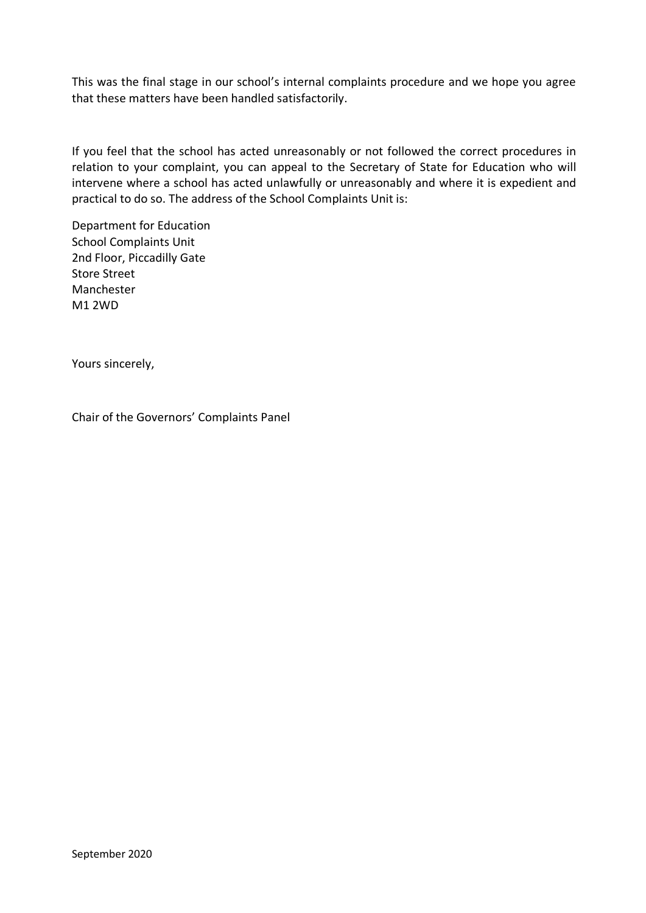This was the final stage in our school's internal complaints procedure and we hope you agree that these matters have been handled satisfactorily.

If you feel that the school has acted unreasonably or not followed the correct procedures in relation to your complaint, you can appeal to the Secretary of State for Education who will intervene where a school has acted unlawfully or unreasonably and where it is expedient and practical to do so. The address of the School Complaints Unit is:

Department for Education
School Complaints Unit
2nd Floor, Piccadilly Gate
Store Street
Manchester
M1 2WD

Yours sincerely,

Chair of the Governors' Complaints Panel

September 2020